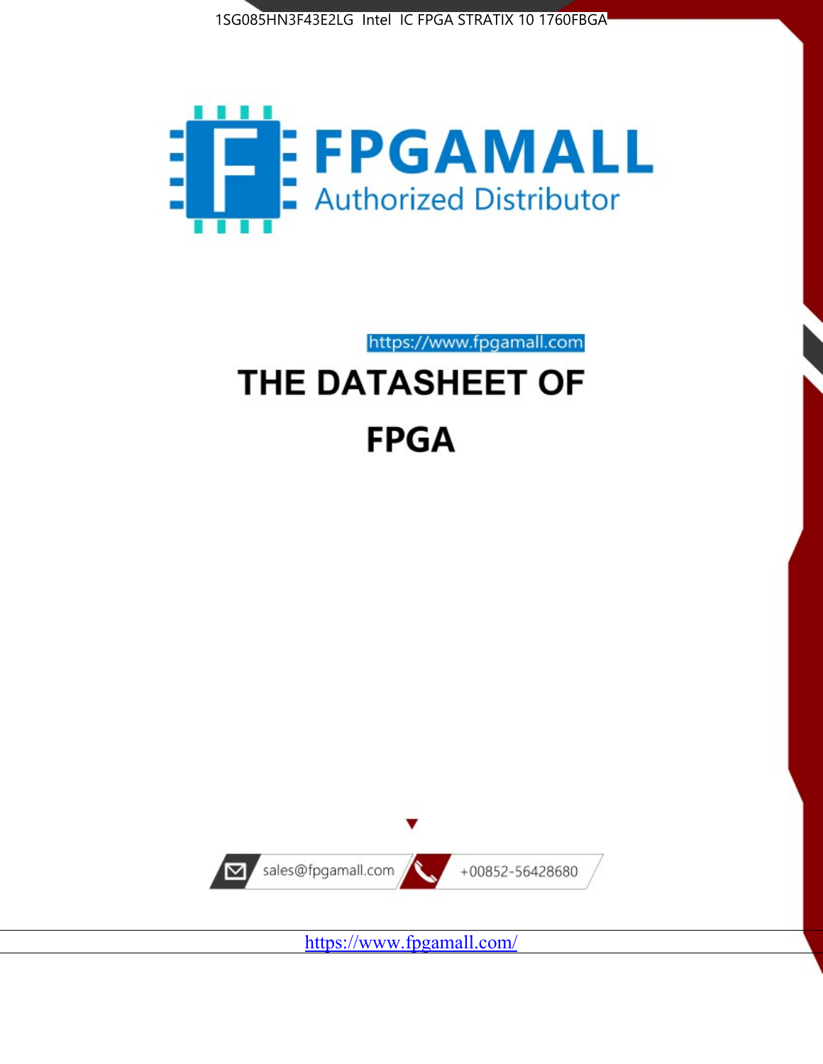1SG085HN3F43E2LG Intel IC FPGA STRATIX 10 1760FBGA

FPGAMALL

Authorized Distributor

https://www.fpgamall.com

# THE DATASHEET OF

# FPGA

sales@fpgamall.com

+00852-56428680

https://www.fpgamall.com/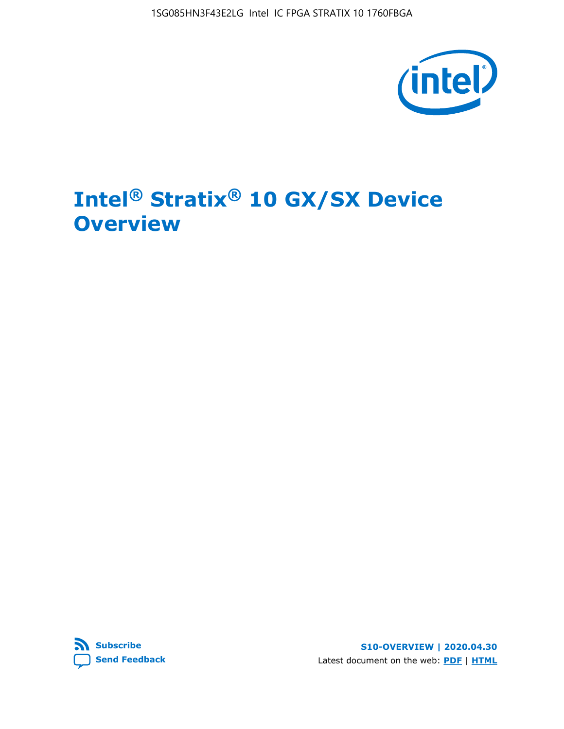# Intel® Stratix® 10 GX/SX Device Overview

Subscribe

Send Feedback

S10-OVERVIEW | 2020.04.30

Latest document on the web: PDF | HTML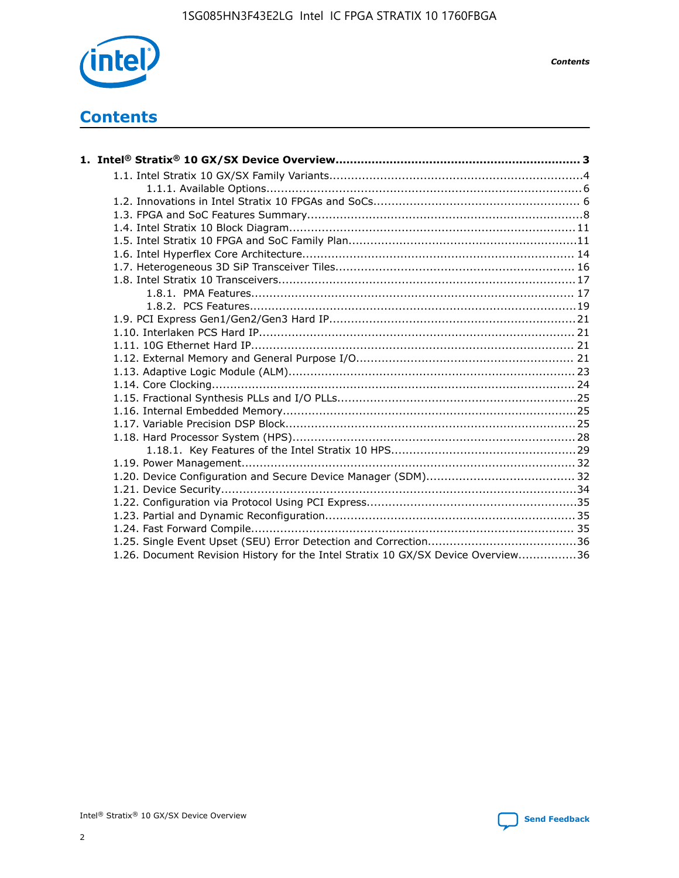# Contents

**1. Intel® Stratix® 10 GX/SX Device Overview.................................................................... 3**

- 1.1. Intel Stratix 10 GX/SX Family Variants.....................................................................4
  - 1.1.1. Available Options......................................................................................6
- 1.2. Innovations in Intel Stratix 10 FPGAs and SoCs........................................................ 6
- 1.3. FPGA and SoC Features Summary...........................................................................8
- 1.4. Intel Stratix 10 Block Diagram.............................................................................. 11
- 1.5. Intel Stratix 10 FPGA and SoC Family Plan..............................................................11
- 1.6. Intel Hyperflex Core Architecture.......................................................................... 14
- 1.7. Heterogeneous 3D SiP Transceiver Tiles................................................................. 16
- 1.8. Intel Stratix 10 Transceivers................................................................................ 17
  - 1.8.1. PMA Features........................................................................................ 17
  - 1.8.2. PCS Features.........................................................................................19
- 1.9. PCI Express Gen1/Gen2/Gen3 Hard IP.................................................................. 21
- 1.10. Interlaken PCS Hard IP...................................................................................... 21
- 1.11. 10G Ethernet Hard IP........................................................................................ 21
- 1.12. External Memory and General Purpose I/O........................................................... 21
- 1.13. Adaptive Logic Module (ALM).............................................................................. 23
- 1.14. Core Clocking................................................................................................... 24
- 1.15. Fractional Synthesis PLLs and I/O PLLs.................................................................25
- 1.16. Internal Embedded Memory................................................................................25
- 1.17. Variable Precision DSP Block...............................................................................25
- 1.18. Hard Processor System (HPS).............................................................................28
  - 1.18.1. Key Features of the Intel Stratix 10 HPS..................................................29
- 1.19. Power Management.......................................................................................... 32
- 1.20. Device Configuration and Secure Device Manager (SDM)........................................ 32
- 1.21. Device Security.................................................................................................34
- 1.22. Configuration via Protocol Using PCI Express.........................................................35
- 1.23. Partial and Dynamic Reconfiguration.................................................................... 35
- 1.24. Fast Forward Compile........................................................................................ 35
- 1.25. Single Event Upset (SEU) Error Detection and Correction........................................36
- 1.26. Document Revision History for the Intel Stratix 10 GX/SX Device Overview................36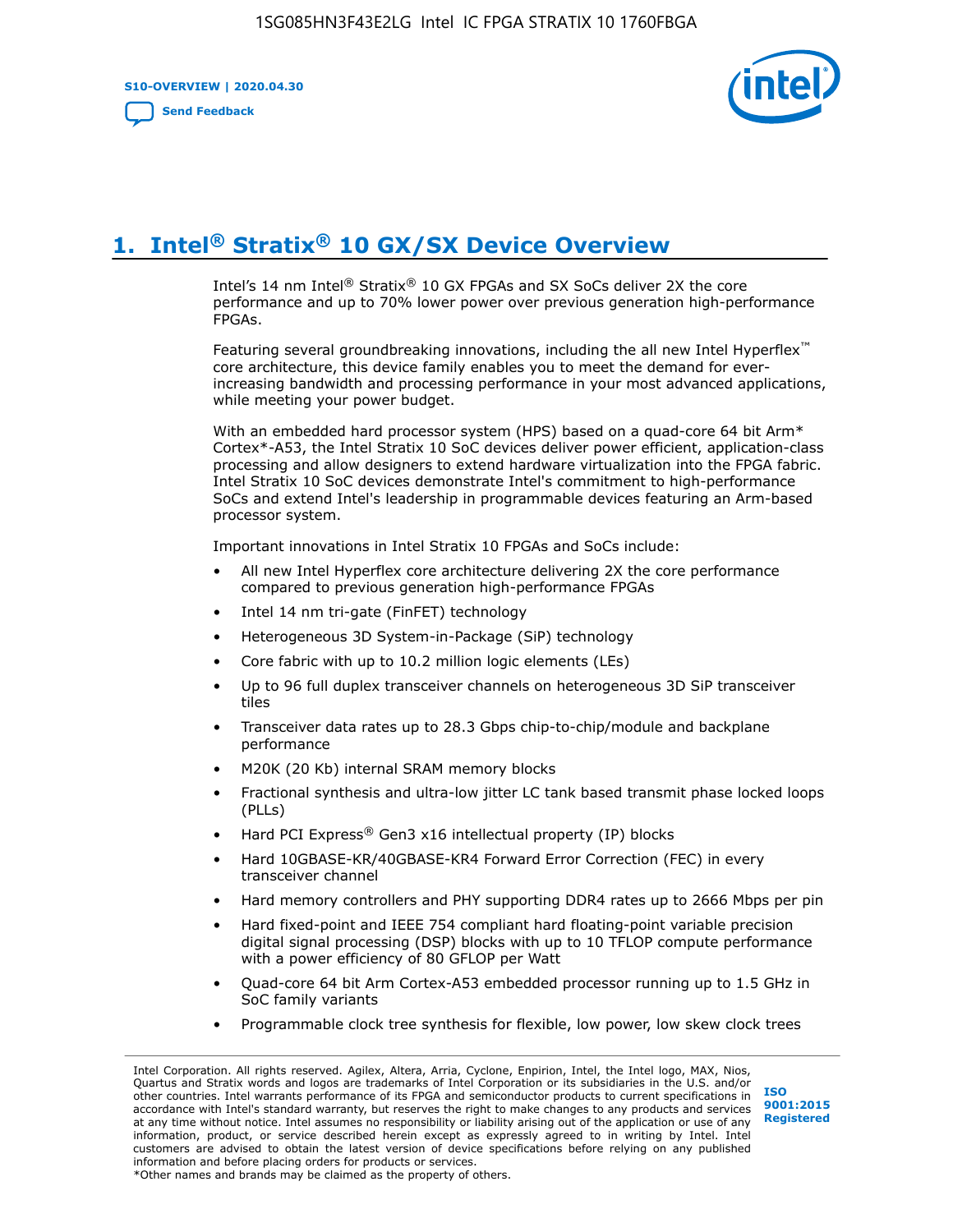# 1. Intel® Stratix® 10 GX/SX Device Overview

Intel's 14 nm Intel® Stratix® 10 GX FPGAs and SX SoCs deliver 2X the core performance and up to 70% lower power over previous generation high-performance FPGAs.

Featuring several groundbreaking innovations, including the all new Intel Hyperflex™ core architecture, this device family enables you to meet the demand for ever-increasing bandwidth and processing performance in your most advanced applications, while meeting your power budget.

With an embedded hard processor system (HPS) based on a quad-core 64 bit Arm* Cortex*-A53, the Intel Stratix 10 SoC devices deliver power efficient, application-class processing and allow designers to extend hardware virtualization into the FPGA fabric. Intel Stratix 10 SoC devices demonstrate Intel's commitment to high-performance SoCs and extend Intel's leadership in programmable devices featuring an Arm-based processor system.

Important innovations in Intel Stratix 10 FPGAs and SoCs include:

- All new Intel Hyperflex core architecture delivering 2X the core performance compared to previous generation high-performance FPGAs
- Intel 14 nm tri-gate (FinFET) technology
- Heterogeneous 3D System-in-Package (SiP) technology
- Core fabric with up to 10.2 million logic elements (LEs)
- Up to 96 full duplex transceiver channels on heterogeneous 3D SiP transceiver tiles
- Transceiver data rates up to 28.3 Gbps chip-to-chip/module and backplane performance
- M20K (20 Kb) internal SRAM memory blocks
- Fractional synthesis and ultra-low jitter LC tank based transmit phase locked loops (PLLs)
- Hard PCI Express® Gen3 x16 intellectual property (IP) blocks
- Hard 10GBASE-KR/40GBASE-KR4 Forward Error Correction (FEC) in every transceiver channel
- Hard memory controllers and PHY supporting DDR4 rates up to 2666 Mbps per pin
- Hard fixed-point and IEEE 754 compliant hard floating-point variable precision digital signal processing (DSP) blocks with up to 10 TFLOP compute performance with a power efficiency of 80 GFLOP per Watt
- Quad-core 64 bit Arm Cortex-A53 embedded processor running up to 1.5 GHz in SoC family variants
- Programmable clock tree synthesis for flexible, low power, low skew clock trees

Intel Corporation. All rights reserved. Agilex, Altera, Arria, Cyclone, Enpirion, Intel, the Intel logo, MAX, Nios, Quartus and Stratix words and logos are trademarks of Intel Corporation or its subsidiaries in the U.S. and/or other countries. Intel warrants performance of its FPGA and semiconductor products to current specifications in accordance with Intel's standard warranty, but reserves the right to make changes to any products and services at any time without notice. Intel assumes no responsibility or liability arising out of the application or use of any information, product, or service described herein except as expressly agreed to in writing by Intel. Intel customers are advised to obtain the latest version of device specifications before relying on any published information and before placing orders for products or services.
*Other names and brands may be claimed as the property of others.

ISO 9001:2015 Registered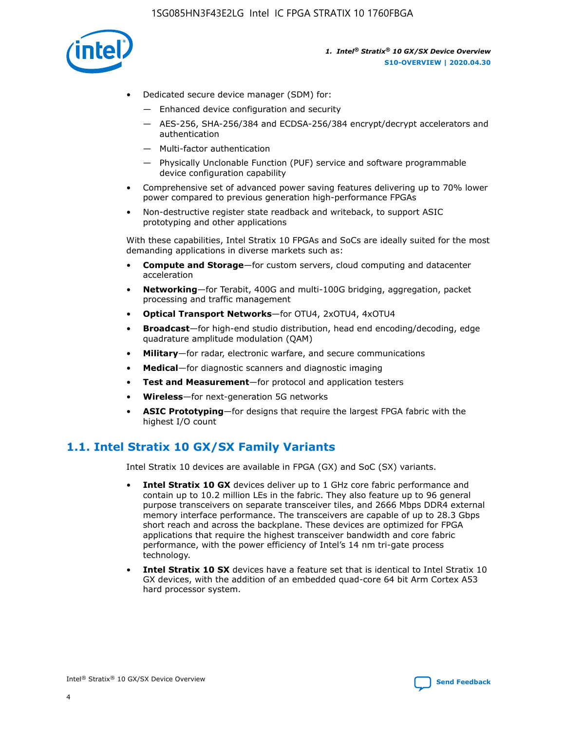- Dedicated secure device manager (SDM) for:
    - — Enhanced device configuration and security
    - — AES-256, SHA-256/384 and ECDSA-256/384 encrypt/decrypt accelerators and authentication
    - — Multi-factor authentication
    - — Physically Unclonable Function (PUF) service and software programmable device configuration capability
- Comprehensive set of advanced power saving features delivering up to 70% lower power compared to previous generation high-performance FPGAs
- Non-destructive register state readback and writeback, to support ASIC prototyping and other applications

With these capabilities, Intel Stratix 10 FPGAs and SoCs are ideally suited for the most demanding applications in diverse markets such as:

- **Compute and Storage**—for custom servers, cloud computing and datacenter acceleration
- **Networking**—for Terabit, 400G and multi-100G bridging, aggregation, packet processing and traffic management
- **Optical Transport Networks**—for OTU4, 2xOTU4, 4xOTU4
- **Broadcast**—for high-end studio distribution, head end encoding/decoding, edge quadrature amplitude modulation (QAM)
- **Military**—for radar, electronic warfare, and secure communications
- **Medical**—for diagnostic scanners and diagnostic imaging
- **Test and Measurement**—for protocol and application testers
- **Wireless**—for next-generation 5G networks
- **ASIC Prototyping**—for designs that require the largest FPGA fabric with the highest I/O count

## 1.1. Intel Stratix 10 GX/SX Family Variants

Intel Stratix 10 devices are available in FPGA (GX) and SoC (SX) variants.

- **Intel Stratix 10 GX** devices deliver up to 1 GHz core fabric performance and contain up to 10.2 million LEs in the fabric. They also feature up to 96 general purpose transceivers on separate transceiver tiles, and 2666 Mbps DDR4 external memory interface performance. The transceivers are capable of up to 28.3 Gbps short reach and across the backplane. These devices are optimized for FPGA applications that require the highest transceiver bandwidth and core fabric performance, with the power efficiency of Intel's 14 nm tri-gate process technology.
- **Intel Stratix 10 SX** devices have a feature set that is identical to Intel Stratix 10 GX devices, with the addition of an embedded quad-core 64 bit Arm Cortex A53 hard processor system.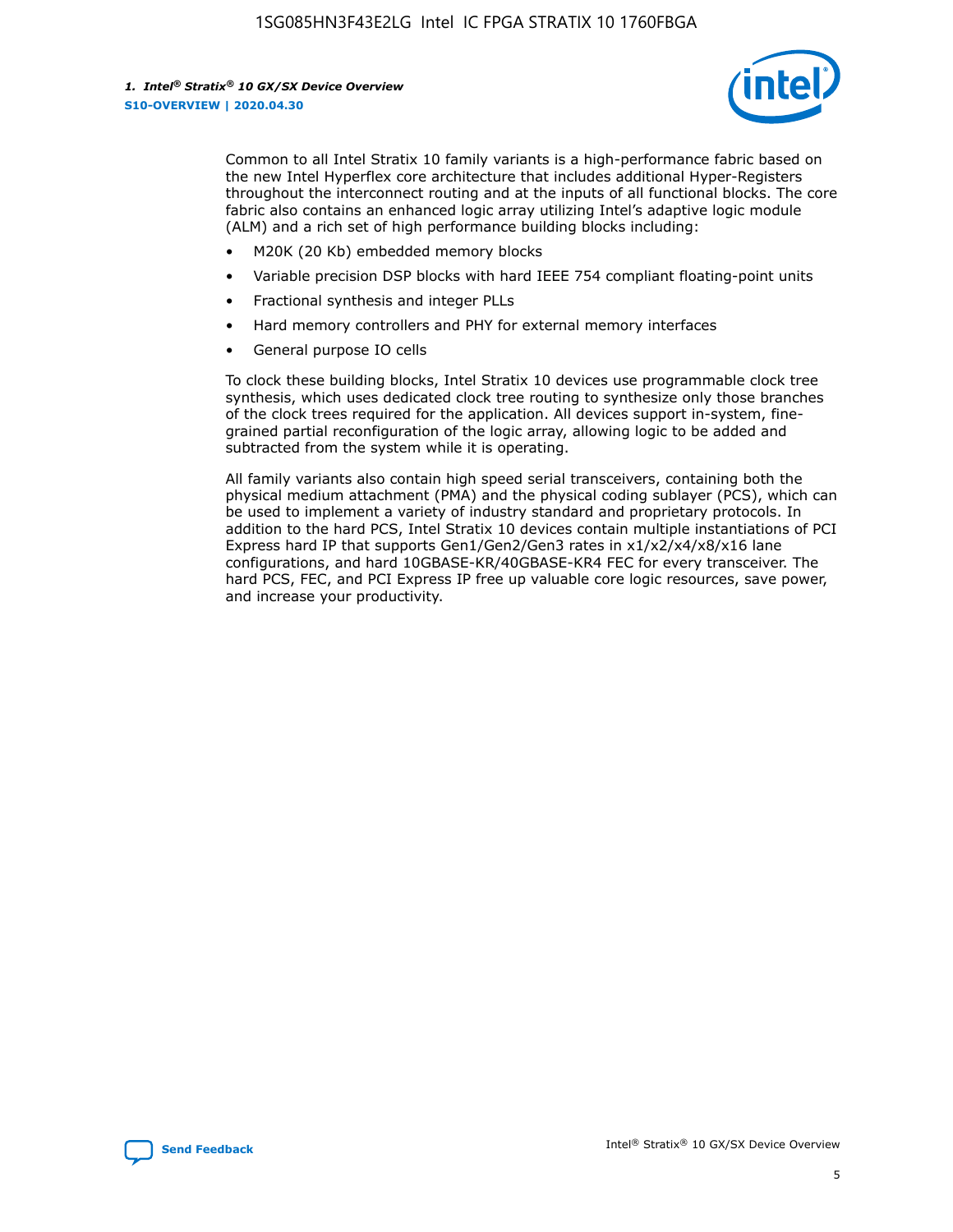Common to all Intel Stratix 10 family variants is a high-performance fabric based on the new Intel Hyperflex core architecture that includes additional Hyper-Registers throughout the interconnect routing and at the inputs of all functional blocks. The core fabric also contains an enhanced logic array utilizing Intel's adaptive logic module (ALM) and a rich set of high performance building blocks including:

- M20K (20 Kb) embedded memory blocks
- Variable precision DSP blocks with hard IEEE 754 compliant floating-point units
- Fractional synthesis and integer PLLs
- Hard memory controllers and PHY for external memory interfaces
- General purpose IO cells

To clock these building blocks, Intel Stratix 10 devices use programmable clock tree synthesis, which uses dedicated clock tree routing to synthesize only those branches of the clock trees required for the application. All devices support in-system, fine-grained partial reconfiguration of the logic array, allowing logic to be added and subtracted from the system while it is operating.

All family variants also contain high speed serial transceivers, containing both the physical medium attachment (PMA) and the physical coding sublayer (PCS), which can be used to implement a variety of industry standard and proprietary protocols. In addition to the hard PCS, Intel Stratix 10 devices contain multiple instantiations of PCI Express hard IP that supports Gen1/Gen2/Gen3 rates in x1/x2/x4/x8/x16 lane configurations, and hard 10GBASE-KR/40GBASE-KR4 FEC for every transceiver. The hard PCS, FEC, and PCI Express IP free up valuable core logic resources, save power, and increase your productivity.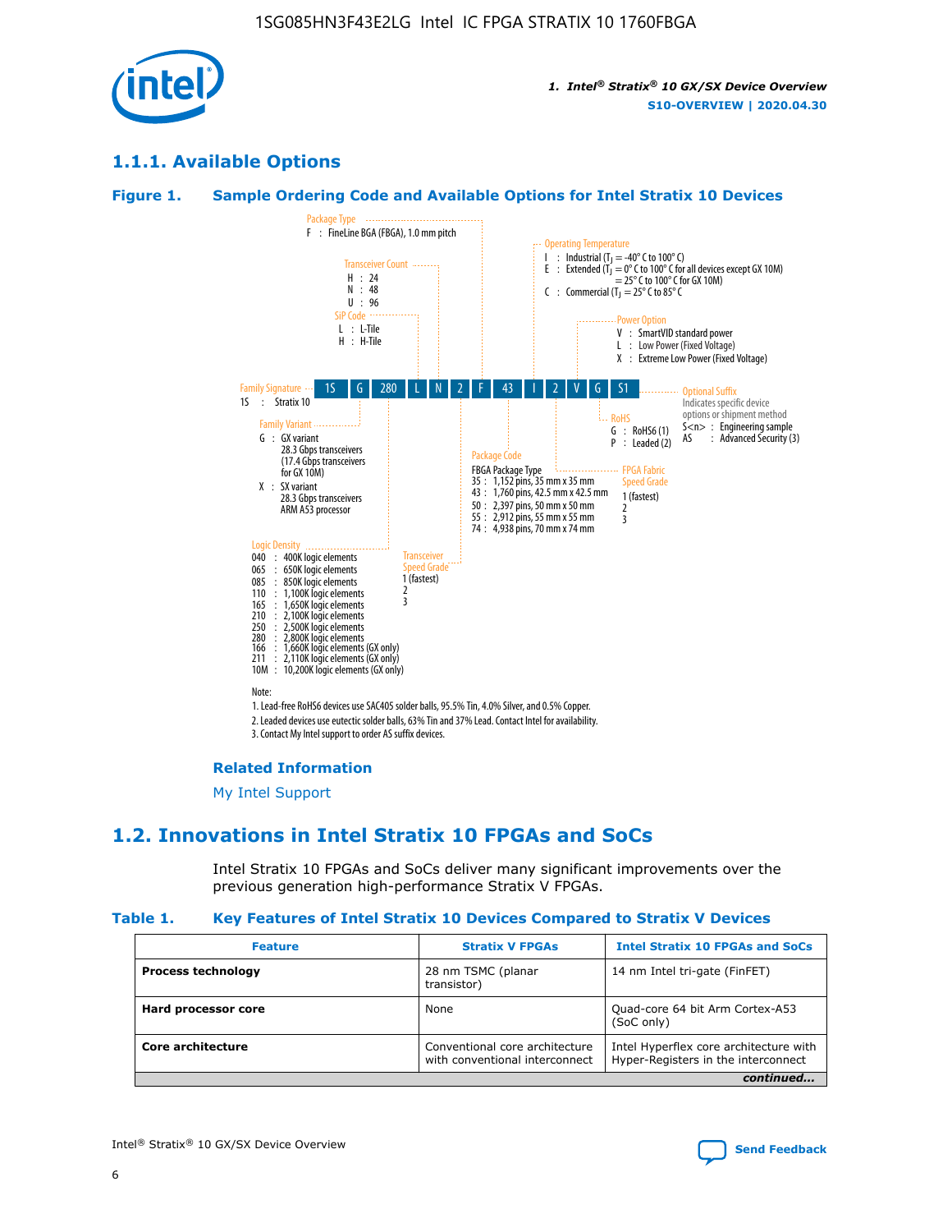## 1.1.1. Available Options

### Figure 1. Sample Ordering Code and Available Options for Intel Stratix 10 Devices

**Ordering code:** 1S | G | 280 | L | N | 2 | F | 43 | I | 2 | V | G | S1

**Family Signature**
- 1S : Stratix 10

**Family Variant**
- G : GX variant — 28.3 Gbps transceivers (17.4 Gbps transceivers for GX 10M)
- X : SX variant — 28.3 Gbps transceivers, ARM A53 processor

**Logic Density**
- 040 : 400K logic elements
- 065 : 650K logic elements
- 085 : 850K logic elements
- 110 : 1,100K logic elements
- 165 : 1,650K logic elements
- 210 : 2,100K logic elements
- 250 : 2,500K logic elements
- 280 : 2,800K logic elements
- 166 : 1,660K logic elements (GX only)
- 211 : 2,110K logic elements (GX only)
- 10M : 10,200K logic elements (GX only)

**SiP Code**
- L : L-Tile
- H : H-Tile

**Transceiver Count**
- H : 24
- N : 48
- U : 96

**Transceiver Speed Grade**
- 1 (fastest)
- 2
- 3

**Package Type**
- F : FineLine BGA (FBGA), 1.0 mm pitch

**Package Code**

FBGA Package Type
- 35 : 1,152 pins, 35 mm x 35 mm
- 43 : 1,760 pins, 42.5 mm x 42.5 mm
- 50 : 2,397 pins, 50 mm x 50 mm
- 55 : 2,912 pins, 55 mm x 55 mm
- 74 : 4,938 pins, 70 mm x 74 mm

**Operating Temperature**
- I : Industrial ($T_J$ = -40° C to 100° C)
- E : Extended ($T_J$ = 0° C to 100° C for all devices except GX 10M) = 25° C to 100° C for GX 10M)
- C : Commercial ($T_J$ = 25° C to 85° C

**FPGA Fabric Speed Grade**
- 1 (fastest)
- 2
- 3

**Power Option**
- V : SmartVID standard power
- L : Low Power (Fixed Voltage)
- X : Extreme Low Power (Fixed Voltage)

**RoHS**
- G : RoHS6 (1)
- P : Leaded (2)

**Optional Suffix**

Indicates specific device options or shipment method
- S<n> : Engineering sample
- AS : Advanced Security (3)

Note:
1. Lead-free RoHS6 devices use SAC405 solder balls, 95.5% Tin, 4.0% Silver, and 0.5% Copper.
2. Leaded devices use eutectic solder balls, 63% Tin and 37% Lead. Contact Intel for availability.
3. Contact My Intel support to order AS suffix devices.

#### Related Information

My Intel Support

## 1.2. Innovations in Intel Stratix 10 FPGAs and SoCs

Intel Stratix 10 FPGAs and SoCs deliver many significant improvements over the previous generation high-performance Stratix V FPGAs.

### Table 1. Key Features of Intel Stratix 10 Devices Compared to Stratix V Devices

| Feature | Stratix V FPGAs | Intel Stratix 10 FPGAs and SoCs |
|---|---|---|
| **Process technology** | 28 nm TSMC (planar transistor) | 14 nm Intel tri-gate (FinFET) |
| **Hard processor core** | None | Quad-core 64 bit Arm Cortex-A53 (SoC only) |
| **Core architecture** | Conventional core architecture with conventional interconnect | Intel Hyperflex core architecture with Hyper-Registers in the interconnect |

*continued...*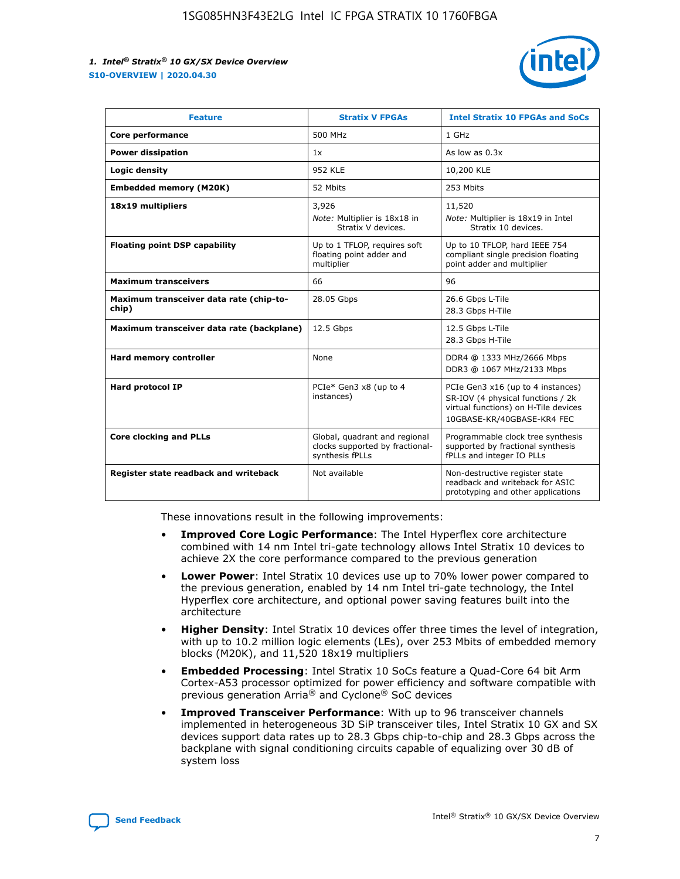| Feature | Stratix V FPGAs | Intel Stratix 10 FPGAs and SoCs |
| --- | --- | --- |
| **Core performance** | 500 MHz | 1 GHz |
| **Power dissipation** | 1x | As low as 0.3x |
| **Logic density** | 952 KLE | 10,200 KLE |
| **Embedded memory (M20K)** | 52 Mbits | 253 Mbits |
| **18x19 multipliers** | 3,926<br>*Note:* Multiplier is 18x18 in Stratix V devices. | 11,520<br>*Note:* Multiplier is 18x19 in Intel Stratix 10 devices. |
| **Floating point DSP capability** | Up to 1 TFLOP, requires soft floating point adder and multiplier | Up to 10 TFLOP, hard IEEE 754 compliant single precision floating point adder and multiplier |
| **Maximum transceivers** | 66 | 96 |
| **Maximum transceiver data rate (chip-to-chip)** | 28.05 Gbps | 26.6 Gbps L-Tile<br>28.3 Gbps H-Tile |
| **Maximum transceiver data rate (backplane)** | 12.5 Gbps | 12.5 Gbps L-Tile<br>28.3 Gbps H-Tile |
| **Hard memory controller** | None | DDR4 @ 1333 MHz/2666 Mbps<br>DDR3 @ 1067 MHz/2133 Mbps |
| **Hard protocol IP** | PCIe* Gen3 x8 (up to 4 instances) | PCIe Gen3 x16 (up to 4 instances)<br>SR-IOV (4 physical functions / 2k virtual functions) on H-Tile devices<br>10GBASE-KR/40GBASE-KR4 FEC |
| **Core clocking and PLLs** | Global, quadrant and regional clocks supported by fractional-synthesis fPLLs | Programmable clock tree synthesis supported by fractional synthesis fPLLs and integer IO PLLs |
| **Register state readback and writeback** | Not available | Non-destructive register state readback and writeback for ASIC prototyping and other applications |

These innovations result in the following improvements:

- **Improved Core Logic Performance**: The Intel Hyperflex core architecture combined with 14 nm Intel tri-gate technology allows Intel Stratix 10 devices to achieve 2X the core performance compared to the previous generation
- **Lower Power**: Intel Stratix 10 devices use up to 70% lower power compared to the previous generation, enabled by 14 nm Intel tri-gate technology, the Intel Hyperflex core architecture, and optional power saving features built into the architecture
- **Higher Density**: Intel Stratix 10 devices offer three times the level of integration, with up to 10.2 million logic elements (LEs), over 253 Mbits of embedded memory blocks (M20K), and 11,520 18x19 multipliers
- **Embedded Processing**: Intel Stratix 10 SoCs feature a Quad-Core 64 bit Arm Cortex-A53 processor optimized for power efficiency and software compatible with previous generation Arria® and Cyclone® SoC devices
- **Improved Transceiver Performance**: With up to 96 transceiver channels implemented in heterogeneous 3D SiP transceiver tiles, Intel Stratix 10 GX and SX devices support data rates up to 28.3 Gbps chip-to-chip and 28.3 Gbps across the backplane with signal conditioning circuits capable of equalizing over 30 dB of system loss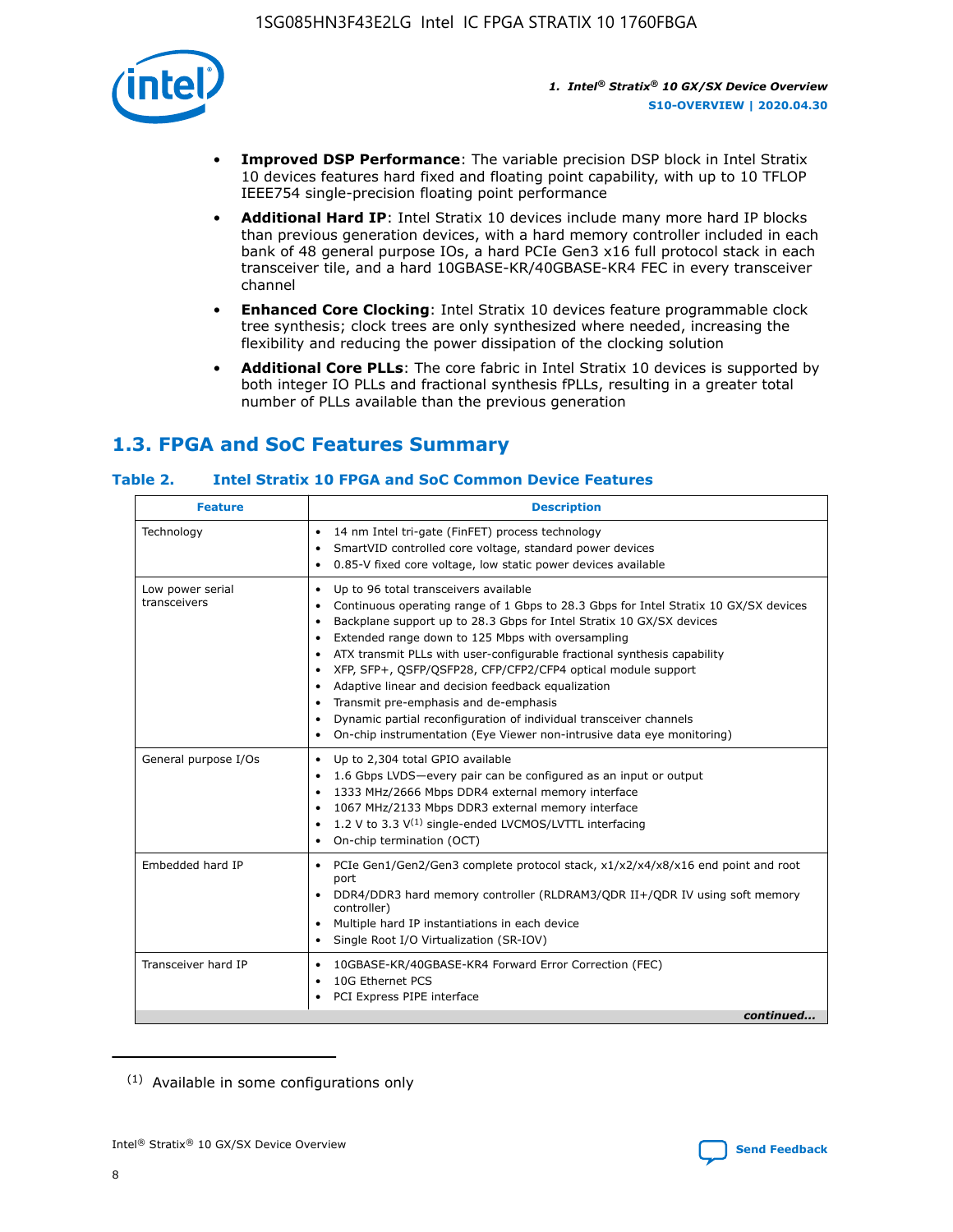- **Improved DSP Performance**: The variable precision DSP block in Intel Stratix 10 devices features hard fixed and floating point capability, with up to 10 TFLOP IEEE754 single-precision floating point performance
- **Additional Hard IP**: Intel Stratix 10 devices include many more hard IP blocks than previous generation devices, with a hard memory controller included in each bank of 48 general purpose IOs, a hard PCIe Gen3 x16 full protocol stack in each transceiver tile, and a hard 10GBASE-KR/40GBASE-KR4 FEC in every transceiver channel
- **Enhanced Core Clocking**: Intel Stratix 10 devices feature programmable clock tree synthesis; clock trees are only synthesized where needed, increasing the flexibility and reducing the power dissipation of the clocking solution
- **Additional Core PLLs**: The core fabric in Intel Stratix 10 devices is supported by both integer IO PLLs and fractional synthesis fPLLs, resulting in a greater total number of PLLs available than the previous generation

## 1.3. FPGA and SoC Features Summary

### Table 2. Intel Stratix 10 FPGA and SoC Common Device Features

| Feature | Description |
| --- | --- |
| Technology | • 14 nm Intel tri-gate (FinFET) process technology<br>• SmartVID controlled core voltage, standard power devices<br>• 0.85-V fixed core voltage, low static power devices available |
| Low power serial transceivers | • Up to 96 total transceivers available<br>• Continuous operating range of 1 Gbps to 28.3 Gbps for Intel Stratix 10 GX/SX devices<br>• Backplane support up to 28.3 Gbps for Intel Stratix 10 GX/SX devices<br>• Extended range down to 125 Mbps with oversampling<br>• ATX transmit PLLs with user-configurable fractional synthesis capability<br>• XFP, SFP+, QSFP/QSFP28, CFP/CFP2/CFP4 optical module support<br>• Adaptive linear and decision feedback equalization<br>• Transmit pre-emphasis and de-emphasis<br>• Dynamic partial reconfiguration of individual transceiver channels<br>• On-chip instrumentation (Eye Viewer non-intrusive data eye monitoring) |
| General purpose I/Os | • Up to 2,304 total GPIO available<br>• 1.6 Gbps LVDS—every pair can be configured as an input or output<br>• 1333 MHz/2666 Mbps DDR4 external memory interface<br>• 1067 MHz/2133 Mbps DDR3 external memory interface<br>• 1.2 V to 3.3 V[(1)] single-ended LVCMOS/LVTTL interfacing<br>• On-chip termination (OCT) |
| Embedded hard IP | • PCIe Gen1/Gen2/Gen3 complete protocol stack, x1/x2/x4/x8/x16 end point and root port<br>• DDR4/DDR3 hard memory controller (RLDRAM3/QDR II+/QDR IV using soft memory controller)<br>• Multiple hard IP instantiations in each device<br>• Single Root I/O Virtualization (SR-IOV) |
| Transceiver hard IP | • 10GBASE-KR/40GBASE-KR4 Forward Error Correction (FEC)<br>• 10G Ethernet PCS<br>• PCI Express PIPE interface |

*continued...*

(1) Available in some configurations only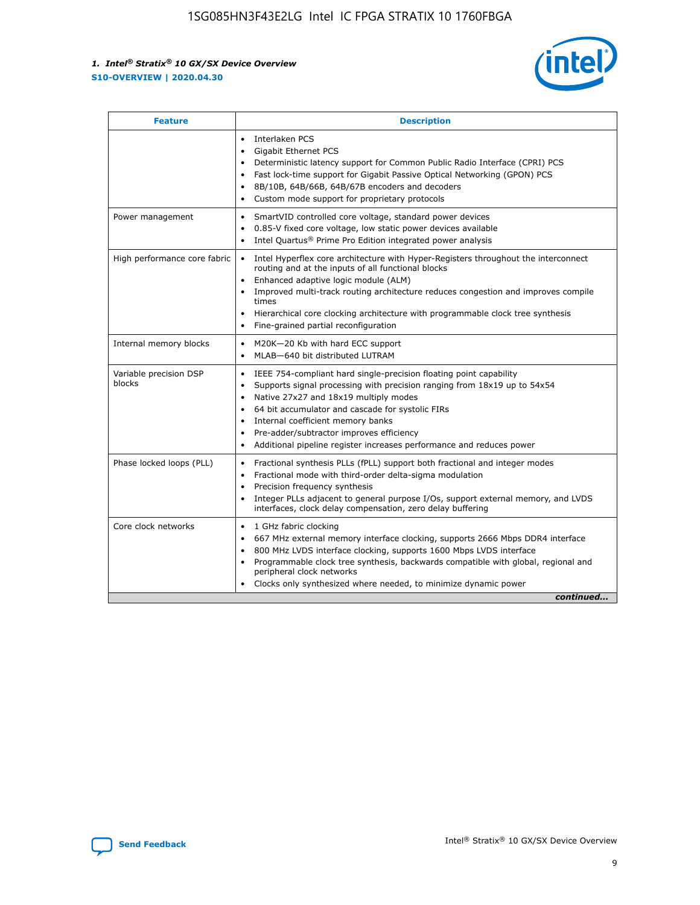| Feature | Description |
| --- | --- |
| | • Interlaken PCS<br>• Gigabit Ethernet PCS<br>• Deterministic latency support for Common Public Radio Interface (CPRI) PCS<br>• Fast lock-time support for Gigabit Passive Optical Networking (GPON) PCS<br>• 8B/10B, 64B/66B, 64B/67B encoders and decoders<br>• Custom mode support for proprietary protocols |
| Power management | • SmartVID controlled core voltage, standard power devices<br>• 0.85-V fixed core voltage, low static power devices available<br>• Intel Quartus® Prime Pro Edition integrated power analysis |
| High performance core fabric | • Intel Hyperflex core architecture with Hyper-Registers throughout the interconnect routing and at the inputs of all functional blocks<br>• Enhanced adaptive logic module (ALM)<br>• Improved multi-track routing architecture reduces congestion and improves compile times<br>• Hierarchical core clocking architecture with programmable clock tree synthesis<br>• Fine-grained partial reconfiguration |
| Internal memory blocks | • M20K—20 Kb with hard ECC support<br>• MLAB—640 bit distributed LUTRAM |
| Variable precision DSP blocks | • IEEE 754-compliant hard single-precision floating point capability<br>• Supports signal processing with precision ranging from 18x19 up to 54x54<br>• Native 27x27 and 18x19 multiply modes<br>• 64 bit accumulator and cascade for systolic FIRs<br>• Internal coefficient memory banks<br>• Pre-adder/subtractor improves efficiency<br>• Additional pipeline register increases performance and reduces power |
| Phase locked loops (PLL) | • Fractional synthesis PLLs (fPLL) support both fractional and integer modes<br>• Fractional mode with third-order delta-sigma modulation<br>• Precision frequency synthesis<br>• Integer PLLs adjacent to general purpose I/Os, support external memory, and LVDS interfaces, clock delay compensation, zero delay buffering |
| Core clock networks | • 1 GHz fabric clocking<br>• 667 MHz external memory interface clocking, supports 2666 Mbps DDR4 interface<br>• 800 MHz LVDS interface clocking, supports 1600 Mbps LVDS interface<br>• Programmable clock tree synthesis, backwards compatible with global, regional and peripheral clock networks<br>• Clocks only synthesized where needed, to minimize dynamic power |

*continued...*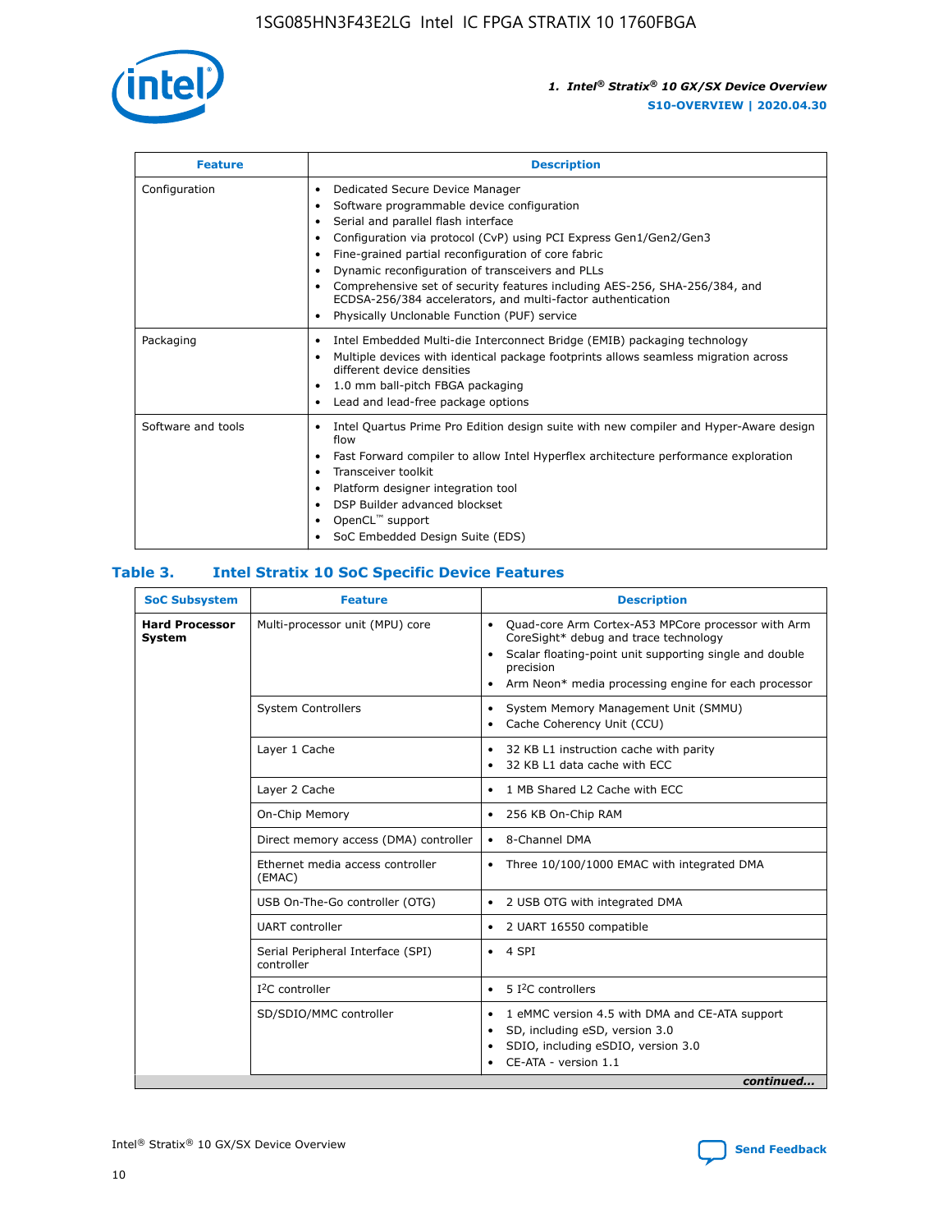| Feature | Description |
| --- | --- |
| Configuration | • Dedicated Secure Device Manager<br>• Software programmable device configuration<br>• Serial and parallel flash interface<br>• Configuration via protocol (CvP) using PCI Express Gen1/Gen2/Gen3<br>• Fine-grained partial reconfiguration of core fabric<br>• Dynamic reconfiguration of transceivers and PLLs<br>• Comprehensive set of security features including AES-256, SHA-256/384, and ECDSA-256/384 accelerators, and multi-factor authentication<br>• Physically Unclonable Function (PUF) service |
| Packaging | • Intel Embedded Multi-die Interconnect Bridge (EMIB) packaging technology<br>• Multiple devices with identical package footprints allows seamless migration across different device densities<br>• 1.0 mm ball-pitch FBGA packaging<br>• Lead and lead-free package options |
| Software and tools | • Intel Quartus Prime Pro Edition design suite with new compiler and Hyper-Aware design flow<br>• Fast Forward compiler to allow Intel Hyperflex architecture performance exploration<br>• Transceiver toolkit<br>• Platform designer integration tool<br>• DSP Builder advanced blockset<br>• OpenCL™ support<br>• SoC Embedded Design Suite (EDS) |

## Table 3. Intel Stratix 10 SoC Specific Device Features

| SoC Subsystem | Feature | Description |
| --- | --- | --- |
| **Hard Processor System** | Multi-processor unit (MPU) core | • Quad-core Arm Cortex-A53 MPCore processor with Arm CoreSight* debug and trace technology<br>• Scalar floating-point unit supporting single and double precision<br>• Arm Neon* media processing engine for each processor |
| | System Controllers | • System Memory Management Unit (SMMU)<br>• Cache Coherency Unit (CCU) |
| | Layer 1 Cache | • 32 KB L1 instruction cache with parity<br>• 32 KB L1 data cache with ECC |
| | Layer 2 Cache | • 1 MB Shared L2 Cache with ECC |
| | On-Chip Memory | • 256 KB On-Chip RAM |
| | Direct memory access (DMA) controller | • 8-Channel DMA |
| | Ethernet media access controller (EMAC) | • Three 10/100/1000 EMAC with integrated DMA |
| | USB On-The-Go controller (OTG) | • 2 USB OTG with integrated DMA |
| | UART controller | • 2 UART 16550 compatible |
| | Serial Peripheral Interface (SPI) controller | • 4 SPI |
| | I²C controller | • 5 I²C controllers |
| | SD/SDIO/MMC controller | • 1 eMMC version 4.5 with DMA and CE-ATA support<br>• SD, including eSD, version 3.0<br>• SDIO, including eSDIO, version 3.0<br>• CE-ATA - version 1.1 |

*continued...*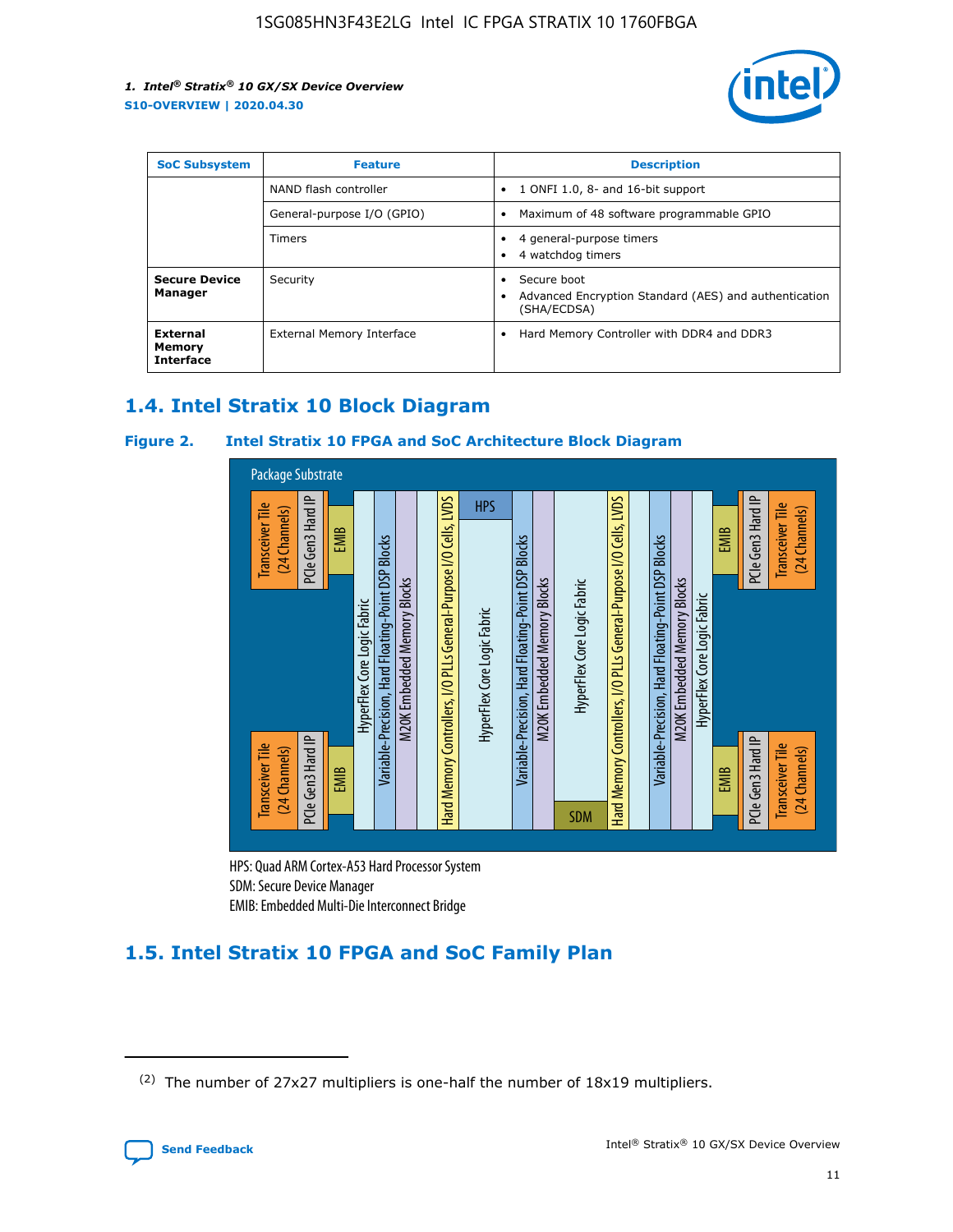| SoC Subsystem | Feature | Description |
| --- | --- | --- |
| | NAND flash controller | • 1 ONFI 1.0, 8- and 16-bit support |
| | General-purpose I/O (GPIO) | • Maximum of 48 software programmable GPIO |
| | Timers | • 4 general-purpose timers<br>• 4 watchdog timers |
| **Secure Device Manager** | Security | • Secure boot<br>• Advanced Encryption Standard (AES) and authentication (SHA/ECDSA) |
| **External Memory Interface** | External Memory Interface | • Hard Memory Controller with DDR4 and DDR3 |

## 1.4. Intel Stratix 10 Block Diagram

**Figure 2. Intel Stratix 10 FPGA and SoC Architecture Block Diagram**

Package Substrate

Transceiver Tile (24 Channels) | PCIe Gen3 Hard IP | EMIB | HyperFlex Core Logic Fabric | Variable-Precision, Hard Floating-Point DSP Blocks | M20K Embedded Memory Blocks | Hard Memory Controllers, I/O PLLs General-Purpose I/O Cells, LVDS | HPS | HyperFlex Core Logic Fabric | Variable-Precision, Hard Floating-Point DSP Blocks | M20K Embedded Memory Blocks | HyperFlex Core Logic Fabric | SDM | Hard Memory Controllers, I/O PLLs General-Purpose I/O Cells, LVDS | Variable-Precision, Hard Floating-Point DSP Blocks | M20K Embedded Memory Blocks | HyperFlex Core Logic Fabric | EMIB | PCIe Gen3 Hard IP | Transceiver Tile (24 Channels)

HPS: Quad ARM Cortex-A53 Hard Processor System
SDM: Secure Device Manager
EMIB: Embedded Multi-Die Interconnect Bridge

## 1.5. Intel Stratix 10 FPGA and SoC Family Plan

(2) The number of 27x27 multipliers is one-half the number of 18x19 multipliers.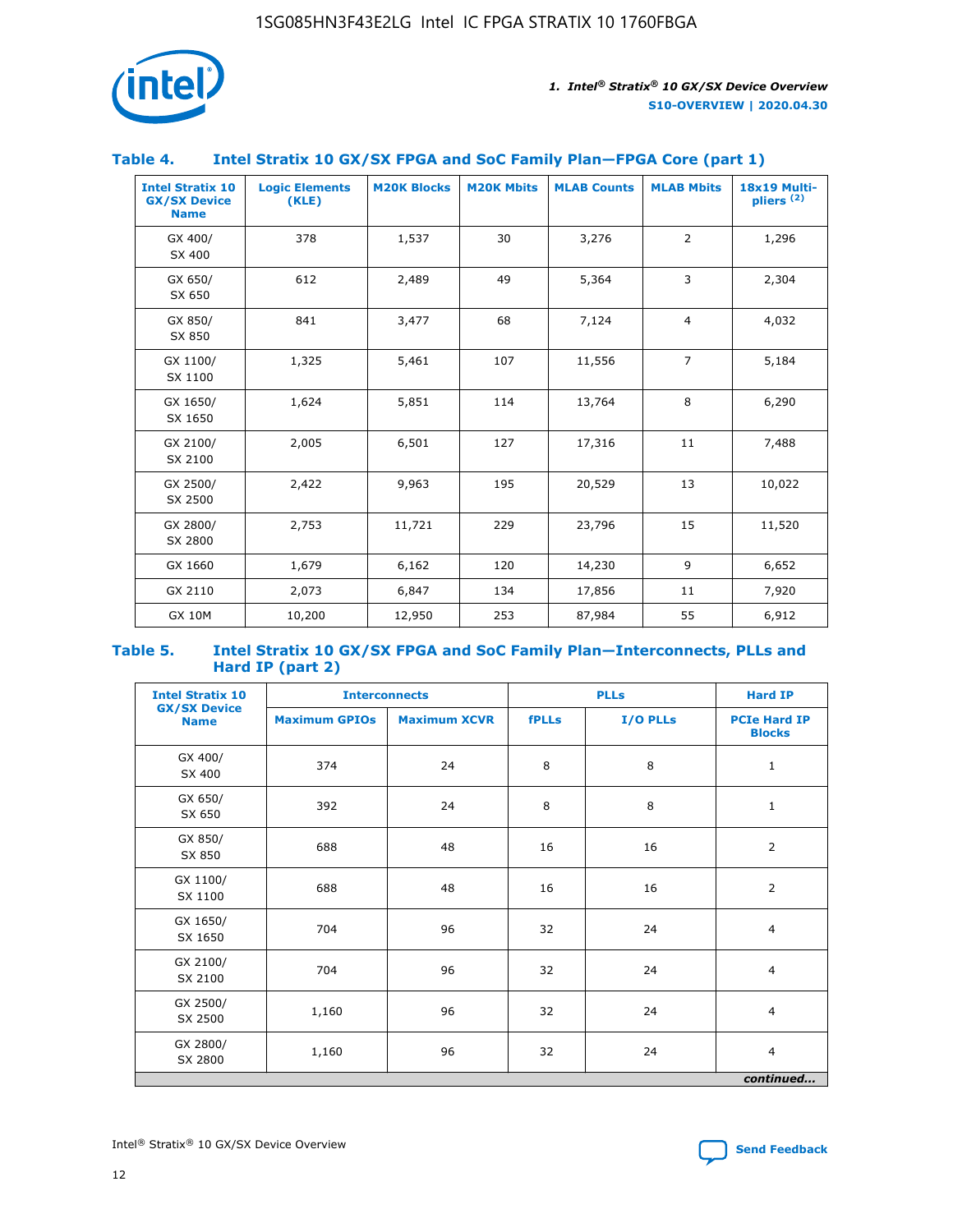## Table 4. Intel Stratix 10 GX/SX FPGA and SoC Family Plan—FPGA Core (part 1)

| Intel Stratix 10 GX/SX Device Name | Logic Elements (KLE) | M20K Blocks | M20K Mbits | MLAB Counts | MLAB Mbits | 18x19 Multi-pliers [(2)] |
|---|---|---|---|---|---|---|
| GX 400/ SX 400 | 378 | 1,537 | 30 | 3,276 | 2 | 1,296 |
| GX 650/ SX 650 | 612 | 2,489 | 49 | 5,364 | 3 | 2,304 |
| GX 850/ SX 850 | 841 | 3,477 | 68 | 7,124 | 4 | 4,032 |
| GX 1100/ SX 1100 | 1,325 | 5,461 | 107 | 11,556 | 7 | 5,184 |
| GX 1650/ SX 1650 | 1,624 | 5,851 | 114 | 13,764 | 8 | 6,290 |
| GX 2100/ SX 2100 | 2,005 | 6,501 | 127 | 17,316 | 11 | 7,488 |
| GX 2500/ SX 2500 | 2,422 | 9,963 | 195 | 20,529 | 13 | 10,022 |
| GX 2800/ SX 2800 | 2,753 | 11,721 | 229 | 23,796 | 15 | 11,520 |
| GX 1660 | 1,679 | 6,162 | 120 | 14,230 | 9 | 6,652 |
| GX 2110 | 2,073 | 6,847 | 134 | 17,856 | 11 | 7,920 |
| GX 10M | 10,200 | 12,950 | 253 | 87,984 | 55 | 6,912 |

## Table 5. Intel Stratix 10 GX/SX FPGA and SoC Family Plan—Interconnects, PLLs and Hard IP (part 2)

| Intel Stratix 10 GX/SX Device Name | Interconnects | | PLLs | | Hard IP |
|---|---|---|---|---|---|
| | Maximum GPIOs | Maximum XCVR | fPLLs | I/O PLLs | PCIe Hard IP Blocks |
| GX 400/ SX 400 | 374 | 24 | 8 | 8 | 1 |
| GX 650/ SX 650 | 392 | 24 | 8 | 8 | 1 |
| GX 850/ SX 850 | 688 | 48 | 16 | 16 | 2 |
| GX 1100/ SX 1100 | 688 | 48 | 16 | 16 | 2 |
| GX 1650/ SX 1650 | 704 | 96 | 32 | 24 | 4 |
| GX 2100/ SX 2100 | 704 | 96 | 32 | 24 | 4 |
| GX 2500/ SX 2500 | 1,160 | 96 | 32 | 24 | 4 |
| GX 2800/ SX 2800 | 1,160 | 96 | 32 | 24 | 4 |

*continued...*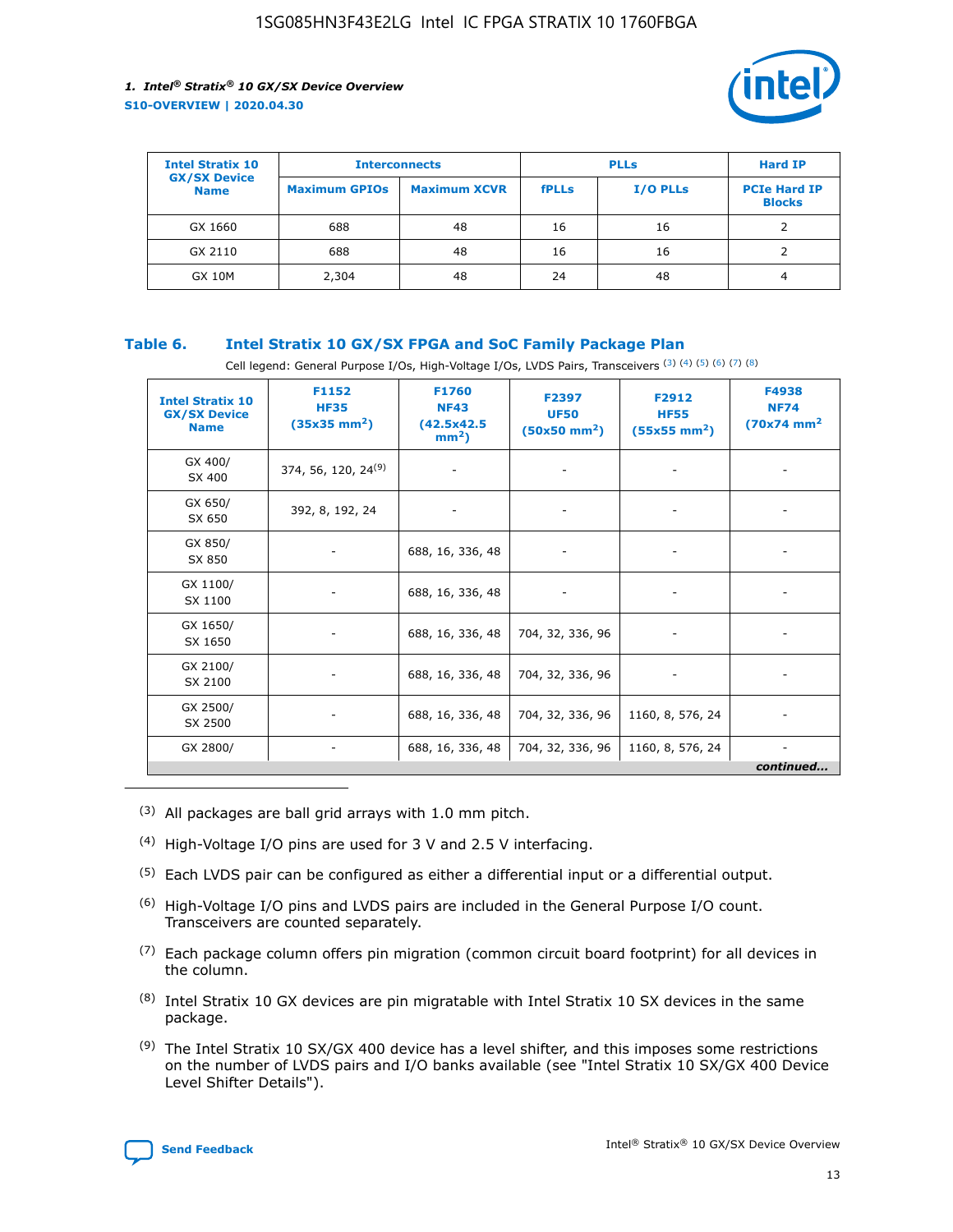| Intel Stratix 10 GX/SX Device Name | Interconnects | | PLLs | | Hard IP |
|---|---|---|---|---|---|
| | Maximum GPIOs | Maximum XCVR | fPLLs | I/O PLLs | PCIe Hard IP Blocks |
| GX 1660 | 688 | 48 | 16 | 16 | 2 |
| GX 2110 | 688 | 48 | 16 | 16 | 2 |
| GX 10M | 2,304 | 48 | 24 | 48 | 4 |

### Table 6. Intel Stratix 10 GX/SX FPGA and SoC Family Package Plan

Cell legend: General Purpose I/Os, High-Voltage I/Os, LVDS Pairs, Transceivers [(3)] [(4)] [(5)] [(6)] [(7)] [(8)]

| Intel Stratix 10 GX/SX Device Name | F1152 HF35 (35x35 mm²) | F1760 NF43 (42.5x42.5 mm²) | F2397 UF50 (50x50 mm²) | F2912 HF55 (55x55 mm²) | F4938 NF74 (70x74 mm²) |
|---|---|---|---|---|---|
| GX 400/ SX 400 | 374, 56, 120, 24[(9)] | - | - | - | - |
| GX 650/ SX 650 | 392, 8, 192, 24 | - | - | - | - |
| GX 850/ SX 850 | - | 688, 16, 336, 48 | - | - | - |
| GX 1100/ SX 1100 | - | 688, 16, 336, 48 | - | - | - |
| GX 1650/ SX 1650 | - | 688, 16, 336, 48 | 704, 32, 336, 96 | - | - |
| GX 2100/ SX 2100 | - | 688, 16, 336, 48 | 704, 32, 336, 96 | - | - |
| GX 2500/ SX 2500 | - | 688, 16, 336, 48 | 704, 32, 336, 96 | 1160, 8, 576, 24 | - |
| GX 2800/ | - | 688, 16, 336, 48 | 704, 32, 336, 96 | 1160, 8, 576, 24 | - |

*continued...*

(3) All packages are ball grid arrays with 1.0 mm pitch.

(4) High-Voltage I/O pins are used for 3 V and 2.5 V interfacing.

(5) Each LVDS pair can be configured as either a differential input or a differential output.

(6) High-Voltage I/O pins and LVDS pairs are included in the General Purpose I/O count. Transceivers are counted separately.

(7) Each package column offers pin migration (common circuit board footprint) for all devices in the column.

(8) Intel Stratix 10 GX devices are pin migratable with Intel Stratix 10 SX devices in the same package.

(9) The Intel Stratix 10 SX/GX 400 device has a level shifter, and this imposes some restrictions on the number of LVDS pairs and I/O banks available (see "Intel Stratix 10 SX/GX 400 Device Level Shifter Details").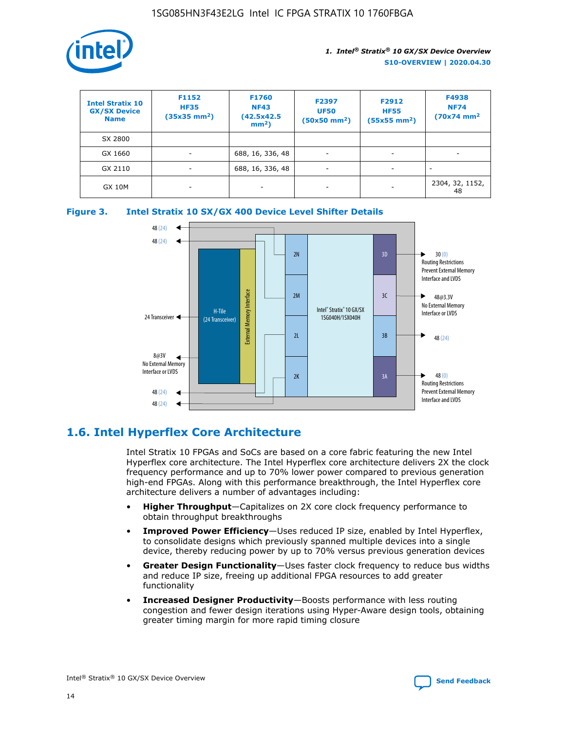| Intel Stratix 10 GX/SX Device Name | F1152 HF35 (35x35 mm²) | F1760 NF43 (42.5x42.5 mm²) | F2397 UF50 (50x50 mm²) | F2912 HF55 (55x55 mm²) | F4938 NF74 (70x74 mm² |
|---|---|---|---|---|---|
| SX 2800 | | | | | |
| GX 1660 | - | 688, 16, 336, 48 | - | - | - |
| GX 2110 | - | 688, 16, 336, 48 | - | - | - |
| GX 10M | - | - | - | - | 2304, 32, 1152, 48 |

**Figure 3. Intel Stratix 10 SX/GX 400 Device Level Shifter Details**

## 1.6. Intel Hyperflex Core Architecture

Intel Stratix 10 FPGAs and SoCs are based on a core fabric featuring the new Intel Hyperflex core architecture. The Intel Hyperflex core architecture delivers 2X the clock frequency performance and up to 70% lower power compared to previous generation high-end FPGAs. Along with this performance breakthrough, the Intel Hyperflex core architecture delivers a number of advantages including:

- **Higher Throughput**—Capitalizes on 2X core clock frequency performance to obtain throughput breakthroughs
- **Improved Power Efficiency**—Uses reduced IP size, enabled by Intel Hyperflex, to consolidate designs which previously spanned multiple devices into a single device, thereby reducing power by up to 70% versus previous generation devices
- **Greater Design Functionality**—Uses faster clock frequency to reduce bus widths and reduce IP size, freeing up additional FPGA resources to add greater functionality
- **Increased Designer Productivity**—Boosts performance with less routing congestion and fewer design iterations using Hyper-Aware design tools, obtaining greater timing margin for more rapid timing closure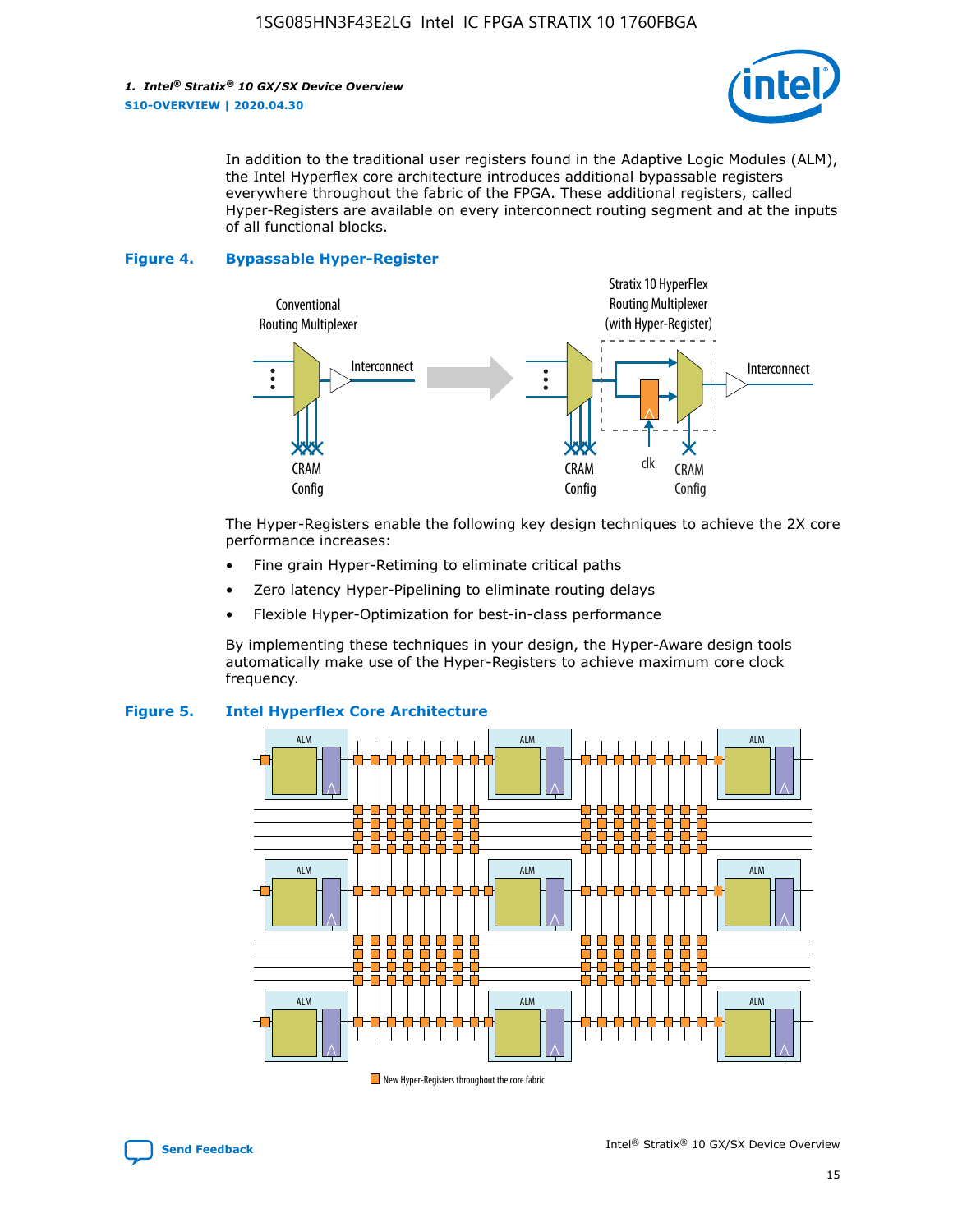In addition to the traditional user registers found in the Adaptive Logic Modules (ALM), the Intel Hyperflex core architecture introduces additional bypassable registers everywhere throughout the fabric of the FPGA. These additional registers, called Hyper-Registers are available on every interconnect routing segment and at the inputs of all functional blocks.

**Figure 4. Bypassable Hyper-Register**

The Hyper-Registers enable the following key design techniques to achieve the 2X core performance increases:

- Fine grain Hyper-Retiming to eliminate critical paths
- Zero latency Hyper-Pipelining to eliminate routing delays
- Flexible Hyper-Optimization for best-in-class performance

By implementing these techniques in your design, the Hyper-Aware design tools automatically make use of the Hyper-Registers to achieve maximum core clock frequency.

**Figure 5. Intel Hyperflex Core Architecture**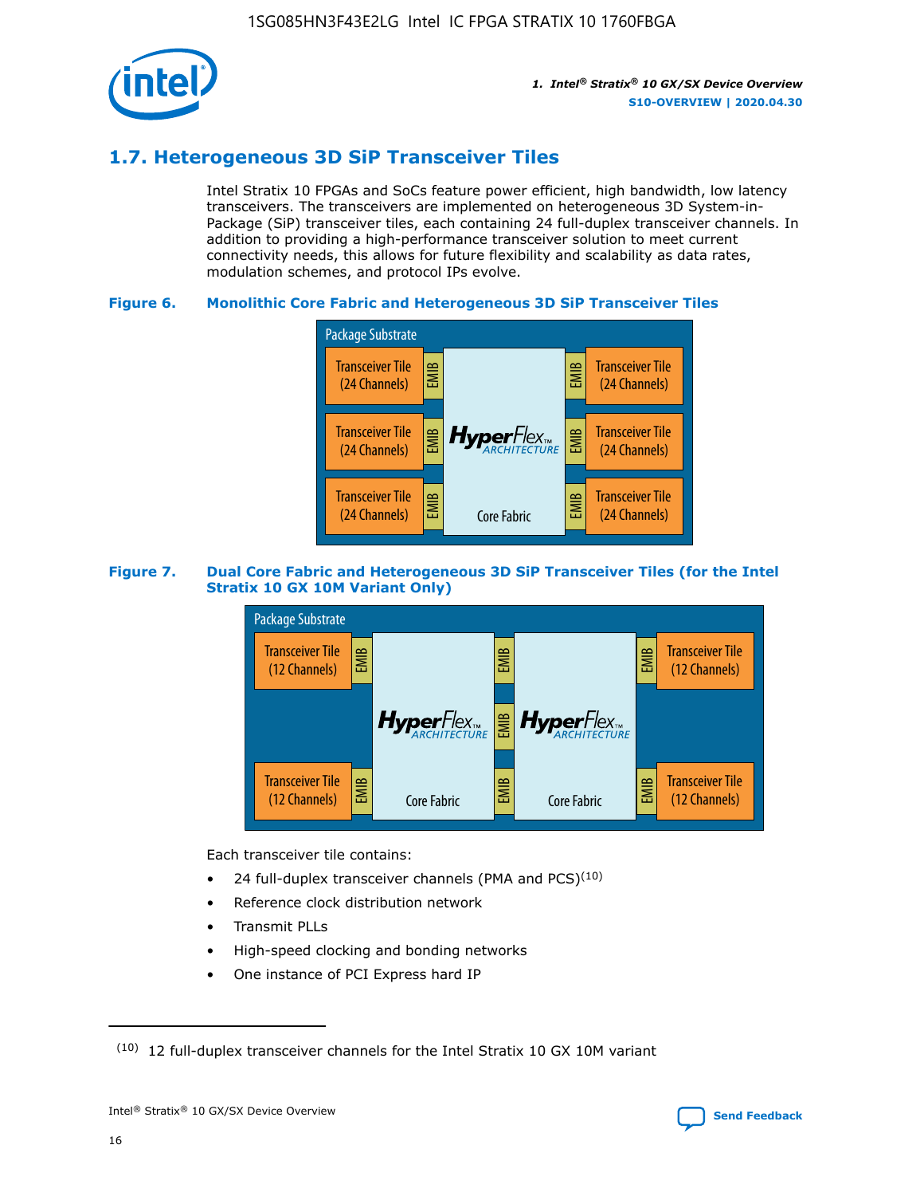## 1.7. Heterogeneous 3D SiP Transceiver Tiles

Intel Stratix 10 FPGAs and SoCs feature power efficient, high bandwidth, low latency transceivers. The transceivers are implemented on heterogeneous 3D System-in-Package (SiP) transceiver tiles, each containing 24 full-duplex transceiver channels. In addition to providing a high-performance transceiver solution to meet current connectivity needs, this allows for future flexibility and scalability as data rates, modulation schemes, and protocol IPs evolve.

**Figure 6. Monolithic Core Fabric and Heterogeneous 3D SiP Transceiver Tiles**

Package Substrate

Transceiver Tile (24 Channels) | EMIB | HyperFlex ARCHITECTURE Core Fabric | EMIB | Transceiver Tile (24 Channels)

Transceiver Tile (24 Channels) | EMIB | | EMIB | Transceiver Tile (24 Channels)

Transceiver Tile (24 Channels) | EMIB | | EMIB | Transceiver Tile (24 Channels)

**Figure 7. Dual Core Fabric and Heterogeneous 3D SiP Transceiver Tiles (for the Intel Stratix 10 GX 10M Variant Only)**

Package Substrate

Transceiver Tile (12 Channels) | EMIB | HyperFlex ARCHITECTURE Core Fabric | EMIB | HyperFlex ARCHITECTURE Core Fabric | EMIB | Transceiver Tile (12 Channels)

Transceiver Tile (12 Channels) | EMIB | | EMIB | | EMIB | Transceiver Tile (12 Channels)

Each transceiver tile contains:

- 24 full-duplex transceiver channels (PMA and PCS)[10]
- Reference clock distribution network
- Transmit PLLs
- High-speed clocking and bonding networks
- One instance of PCI Express hard IP

[10] 12 full-duplex transceiver channels for the Intel Stratix 10 GX 10M variant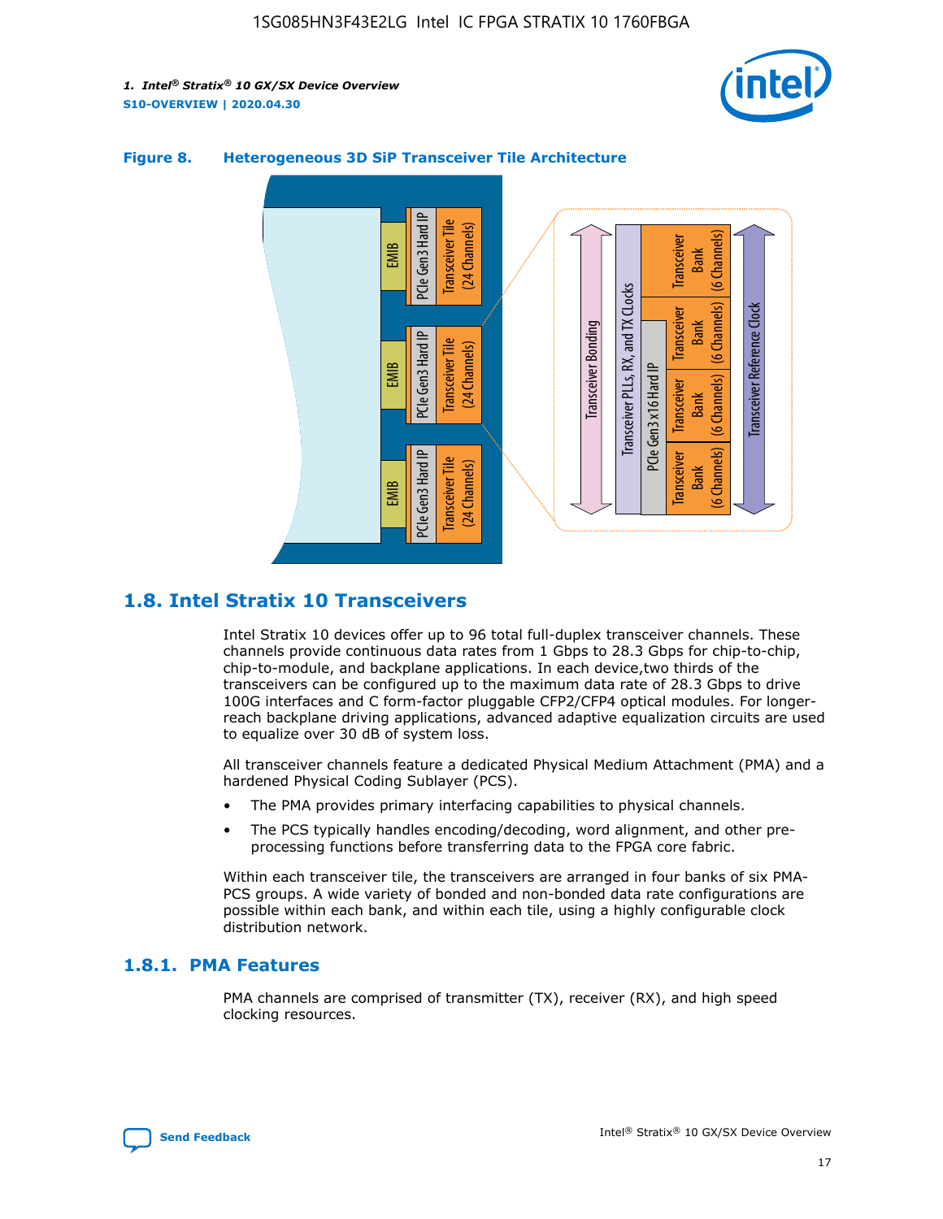**Figure 8. Heterogeneous 3D SiP Transceiver Tile Architecture**

## 1.8. Intel Stratix 10 Transceivers

Intel Stratix 10 devices offer up to 96 total full-duplex transceiver channels. These channels provide continuous data rates from 1 Gbps to 28.3 Gbps for chip-to-chip, chip-to-module, and backplane applications. In each device,two thirds of the transceivers can be configured up to the maximum data rate of 28.3 Gbps to drive 100G interfaces and C form-factor pluggable CFP2/CFP4 optical modules. For longer-reach backplane driving applications, advanced adaptive equalization circuits are used to equalize over 30 dB of system loss.

All transceiver channels feature a dedicated Physical Medium Attachment (PMA) and a hardened Physical Coding Sublayer (PCS).

- The PMA provides primary interfacing capabilities to physical channels.
- The PCS typically handles encoding/decoding, word alignment, and other pre-processing functions before transferring data to the FPGA core fabric.

Within each transceiver tile, the transceivers are arranged in four banks of six PMA-PCS groups. A wide variety of bonded and non-bonded data rate configurations are possible within each bank, and within each tile, using a highly configurable clock distribution network.

### 1.8.1. PMA Features

PMA channels are comprised of transmitter (TX), receiver (RX), and high speed clocking resources.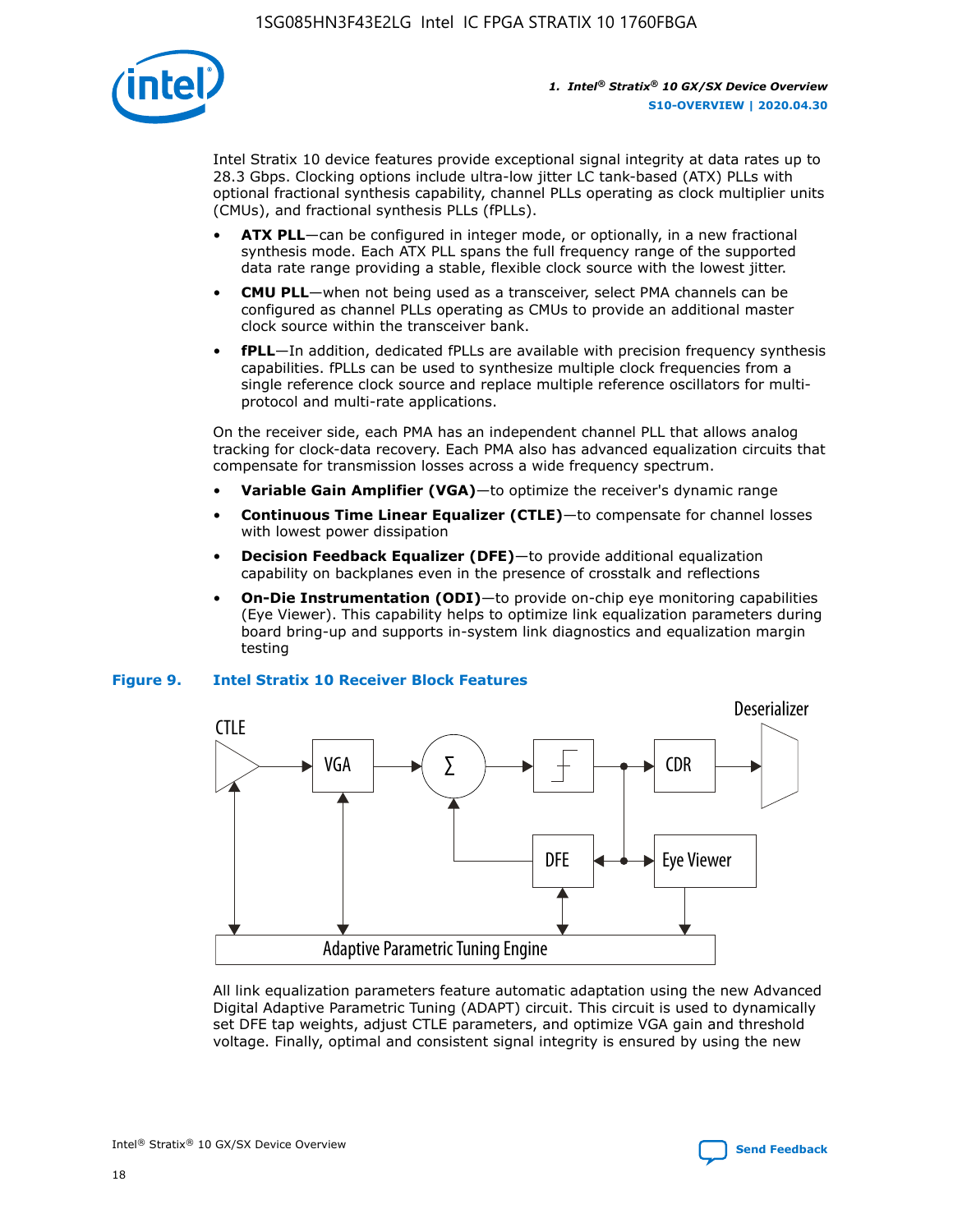Intel Stratix 10 device features provide exceptional signal integrity at data rates up to 28.3 Gbps. Clocking options include ultra-low jitter LC tank-based (ATX) PLLs with optional fractional synthesis capability, channel PLLs operating as clock multiplier units (CMUs), and fractional synthesis PLLs (fPLLs).

- **ATX PLL**—can be configured in integer mode, or optionally, in a new fractional synthesis mode. Each ATX PLL spans the full frequency range of the supported data rate range providing a stable, flexible clock source with the lowest jitter.
- **CMU PLL**—when not being used as a transceiver, select PMA channels can be configured as channel PLLs operating as CMUs to provide an additional master clock source within the transceiver bank.
- **fPLL**—In addition, dedicated fPLLs are available with precision frequency synthesis capabilities. fPLLs can be used to synthesize multiple clock frequencies from a single reference clock source and replace multiple reference oscillators for multi-protocol and multi-rate applications.

On the receiver side, each PMA has an independent channel PLL that allows analog tracking for clock-data recovery. Each PMA also has advanced equalization circuits that compensate for transmission losses across a wide frequency spectrum.

- **Variable Gain Amplifier (VGA)**—to optimize the receiver's dynamic range
- **Continuous Time Linear Equalizer (CTLE)**—to compensate for channel losses with lowest power dissipation
- **Decision Feedback Equalizer (DFE)**—to provide additional equalization capability on backplanes even in the presence of crosstalk and reflections
- **On-Die Instrumentation (ODI)**—to provide on-chip eye monitoring capabilities (Eye Viewer). This capability helps to optimize link equalization parameters during board bring-up and supports in-system link diagnostics and equalization margin testing

**Figure 9. Intel Stratix 10 Receiver Block Features**

All link equalization parameters feature automatic adaptation using the new Advanced Digital Adaptive Parametric Tuning (ADAPT) circuit. This circuit is used to dynamically set DFE tap weights, adjust CTLE parameters, and optimize VGA gain and threshold voltage. Finally, optimal and consistent signal integrity is ensured by using the new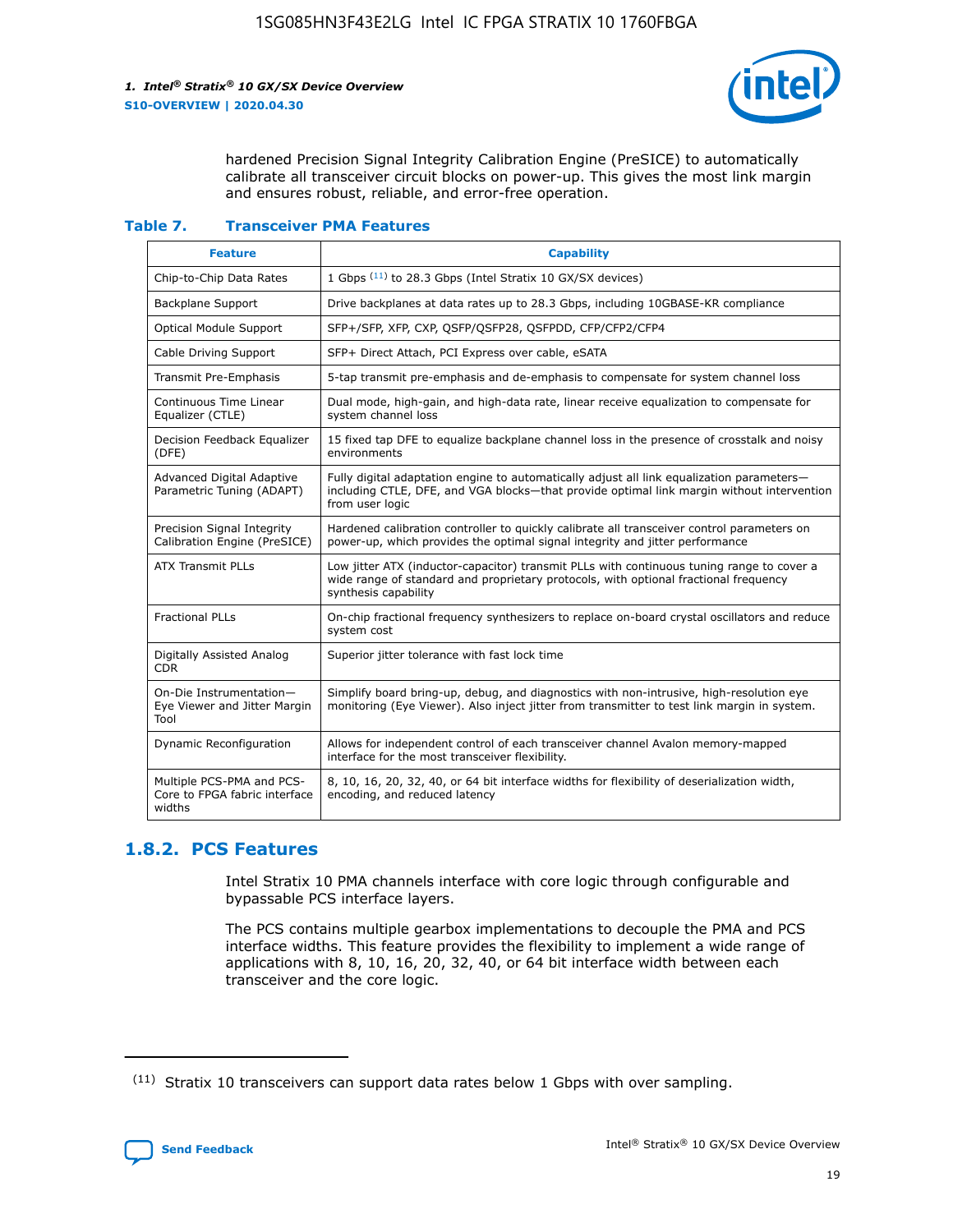hardened Precision Signal Integrity Calibration Engine (PreSICE) to automatically calibrate all transceiver circuit blocks on power-up. This gives the most link margin and ensures robust, reliable, and error-free operation.

**Table 7. Transceiver PMA Features**

| Feature | Capability |
| --- | --- |
| Chip-to-Chip Data Rates | 1 Gbps [11] to 28.3 Gbps (Intel Stratix 10 GX/SX devices) |
| Backplane Support | Drive backplanes at data rates up to 28.3 Gbps, including 10GBASE-KR compliance |
| Optical Module Support | SFP+/SFP, XFP, CXP, QSFP/QSFP28, QSFPDD, CFP/CFP2/CFP4 |
| Cable Driving Support | SFP+ Direct Attach, PCI Express over cable, eSATA |
| Transmit Pre-Emphasis | 5-tap transmit pre-emphasis and de-emphasis to compensate for system channel loss |
| Continuous Time Linear Equalizer (CTLE) | Dual mode, high-gain, and high-data rate, linear receive equalization to compensate for system channel loss |
| Decision Feedback Equalizer (DFE) | 15 fixed tap DFE to equalize backplane channel loss in the presence of crosstalk and noisy environments |
| Advanced Digital Adaptive Parametric Tuning (ADAPT) | Fully digital adaptation engine to automatically adjust all link equalization parameters—including CTLE, DFE, and VGA blocks—that provide optimal link margin without intervention from user logic |
| Precision Signal Integrity Calibration Engine (PreSICE) | Hardened calibration controller to quickly calibrate all transceiver control parameters on power-up, which provides the optimal signal integrity and jitter performance |
| ATX Transmit PLLs | Low jitter ATX (inductor-capacitor) transmit PLLs with continuous tuning range to cover a wide range of standard and proprietary protocols, with optional fractional frequency synthesis capability |
| Fractional PLLs | On-chip fractional frequency synthesizers to replace on-board crystal oscillators and reduce system cost |
| Digitally Assisted Analog CDR | Superior jitter tolerance with fast lock time |
| On-Die Instrumentation—Eye Viewer and Jitter Margin Tool | Simplify board bring-up, debug, and diagnostics with non-intrusive, high-resolution eye monitoring (Eye Viewer). Also inject jitter from transmitter to test link margin in system. |
| Dynamic Reconfiguration | Allows for independent control of each transceiver channel Avalon memory-mapped interface for the most transceiver flexibility. |
| Multiple PCS-PMA and PCS-Core to FPGA fabric interface widths | 8, 10, 16, 20, 32, 40, or 64 bit interface widths for flexibility of deserialization width, encoding, and reduced latency |

## 1.8.2. PCS Features

Intel Stratix 10 PMA channels interface with core logic through configurable and bypassable PCS interface layers.

The PCS contains multiple gearbox implementations to decouple the PMA and PCS interface widths. This feature provides the flexibility to implement a wide range of applications with 8, 10, 16, 20, 32, 40, or 64 bit interface width between each transceiver and the core logic.

(11) Stratix 10 transceivers can support data rates below 1 Gbps with over sampling.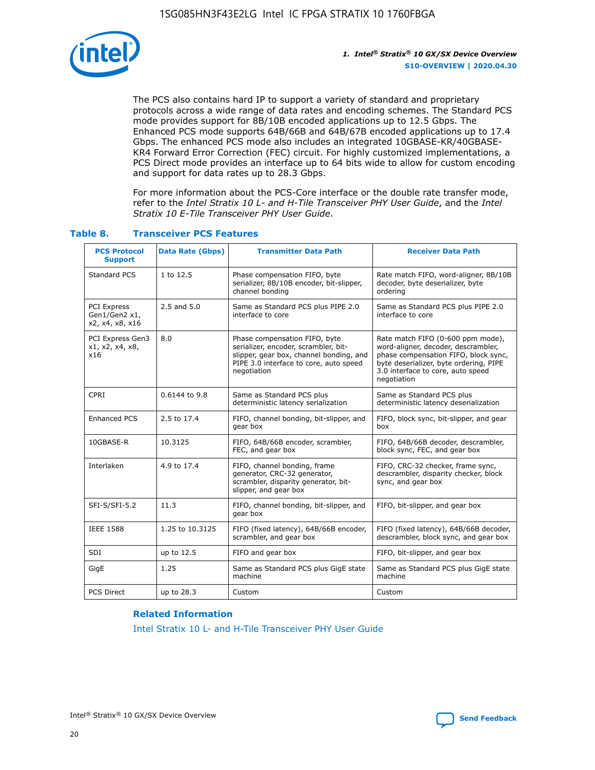The PCS also contains hard IP to support a variety of standard and proprietary protocols across a wide range of data rates and encoding schemes. The Standard PCS mode provides support for 8B/10B encoded applications up to 12.5 Gbps. The Enhanced PCS mode supports 64B/66B and 64B/67B encoded applications up to 17.4 Gbps. The enhanced PCS mode also includes an integrated 10GBASE-KR/40GBASE-KR4 Forward Error Correction (FEC) circuit. For highly customized implementations, a PCS Direct mode provides an interface up to 64 bits wide to allow for custom encoding and support for data rates up to 28.3 Gbps.

For more information about the PCS-Core interface or the double rate transfer mode, refer to the *Intel Stratix 10 L- and H-Tile Transceiver PHY User Guide*, and the *Intel Stratix 10 E-Tile Transceiver PHY User Guide*.

### Table 8. Transceiver PCS Features

| PCS Protocol Support | Data Rate (Gbps) | Transmitter Data Path | Receiver Data Path |
|---|---|---|---|
| Standard PCS | 1 to 12.5 | Phase compensation FIFO, byte serializer, 8B/10B encoder, bit-slipper, channel bonding | Rate match FIFO, word-aligner, 8B/10B decoder, byte deserializer, byte ordering |
| PCI Express Gen1/Gen2 x1, x2, x4, x8, x16 | 2.5 and 5.0 | Same as Standard PCS plus PIPE 2.0 interface to core | Same as Standard PCS plus PIPE 2.0 interface to core |
| PCI Express Gen3 x1, x2, x4, x8, x16 | 8.0 | Phase compensation FIFO, byte serializer, encoder, scrambler, bit-slipper, gear box, channel bonding, and PIPE 3.0 interface to core, auto speed negotiation | Rate match FIFO (0-600 ppm mode), word-aligner, decoder, descrambler, phase compensation FIFO, block sync, byte deserializer, byte ordering, PIPE 3.0 interface to core, auto speed negotiation |
| CPRI | 0.6144 to 9.8 | Same as Standard PCS plus deterministic latency serialization | Same as Standard PCS plus deterministic latency deserialization |
| Enhanced PCS | 2.5 to 17.4 | FIFO, channel bonding, bit-slipper, and gear box | FIFO, block sync, bit-slipper, and gear box |
| 10GBASE-R | 10.3125 | FIFO, 64B/66B encoder, scrambler, FEC, and gear box | FIFO, 64B/66B decoder, descrambler, block sync, FEC, and gear box |
| Interlaken | 4.9 to 17.4 | FIFO, channel bonding, frame generator, CRC-32 generator, scrambler, disparity generator, bit-slipper, and gear box | FIFO, CRC-32 checker, frame sync, descrambler, disparity checker, block sync, and gear box |
| SFI-S/SFI-5.2 | 11.3 | FIFO, channel bonding, bit-slipper, and gear box | FIFO, bit-slipper, and gear box |
| IEEE 1588 | 1.25 to 10.3125 | FIFO (fixed latency), 64B/66B encoder, scrambler, and gear box | FIFO (fixed latency), 64B/66B decoder, descrambler, block sync, and gear box |
| SDI | up to 12.5 | FIFO and gear box | FIFO, bit-slipper, and gear box |
| GigE | 1.25 | Same as Standard PCS plus GigE state machine | Same as Standard PCS plus GigE state machine |
| PCS Direct | up to 28.3 | Custom | Custom |

#### Related Information

Intel Stratix 10 L- and H-Tile Transceiver PHY User Guide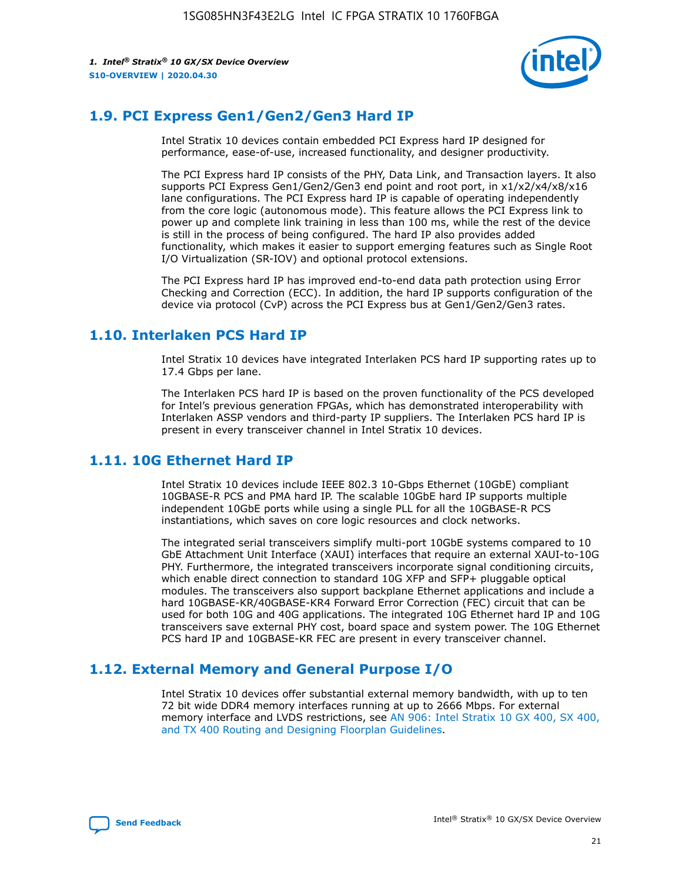## 1.9. PCI Express Gen1/Gen2/Gen3 Hard IP

Intel Stratix 10 devices contain embedded PCI Express hard IP designed for performance, ease-of-use, increased functionality, and designer productivity.

The PCI Express hard IP consists of the PHY, Data Link, and Transaction layers. It also supports PCI Express Gen1/Gen2/Gen3 end point and root port, in x1/x2/x4/x8/x16 lane configurations. The PCI Express hard IP is capable of operating independently from the core logic (autonomous mode). This feature allows the PCI Express link to power up and complete link training in less than 100 ms, while the rest of the device is still in the process of being configured. The hard IP also provides added functionality, which makes it easier to support emerging features such as Single Root I/O Virtualization (SR-IOV) and optional protocol extensions.

The PCI Express hard IP has improved end-to-end data path protection using Error Checking and Correction (ECC). In addition, the hard IP supports configuration of the device via protocol (CvP) across the PCI Express bus at Gen1/Gen2/Gen3 rates.

## 1.10. Interlaken PCS Hard IP

Intel Stratix 10 devices have integrated Interlaken PCS hard IP supporting rates up to 17.4 Gbps per lane.

The Interlaken PCS hard IP is based on the proven functionality of the PCS developed for Intel's previous generation FPGAs, which has demonstrated interoperability with Interlaken ASSP vendors and third-party IP suppliers. The Interlaken PCS hard IP is present in every transceiver channel in Intel Stratix 10 devices.

## 1.11. 10G Ethernet Hard IP

Intel Stratix 10 devices include IEEE 802.3 10-Gbps Ethernet (10GbE) compliant 10GBASE-R PCS and PMA hard IP. The scalable 10GbE hard IP supports multiple independent 10GbE ports while using a single PLL for all the 10GBASE-R PCS instantiations, which saves on core logic resources and clock networks.

The integrated serial transceivers simplify multi-port 10GbE systems compared to 10 GbE Attachment Unit Interface (XAUI) interfaces that require an external XAUI-to-10G PHY. Furthermore, the integrated transceivers incorporate signal conditioning circuits, which enable direct connection to standard 10G XFP and SFP+ pluggable optical modules. The transceivers also support backplane Ethernet applications and include a hard 10GBASE-KR/40GBASE-KR4 Forward Error Correction (FEC) circuit that can be used for both 10G and 40G applications. The integrated 10G Ethernet hard IP and 10G transceivers save external PHY cost, board space and system power. The 10G Ethernet PCS hard IP and 10GBASE-KR FEC are present in every transceiver channel.

## 1.12. External Memory and General Purpose I/O

Intel Stratix 10 devices offer substantial external memory bandwidth, with up to ten 72 bit wide DDR4 memory interfaces running at up to 2666 Mbps. For external memory interface and LVDS restrictions, see AN 906: Intel Stratix 10 GX 400, SX 400, and TX 400 Routing and Designing Floorplan Guidelines.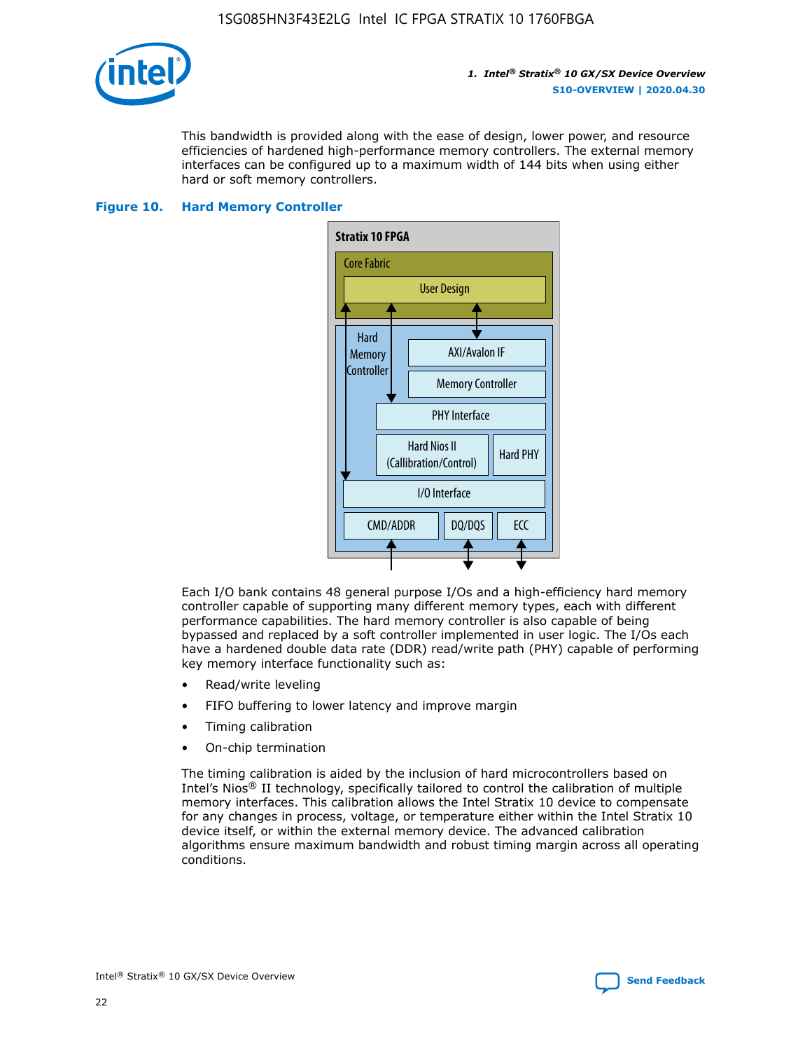This bandwidth is provided along with the ease of design, lower power, and resource efficiencies of hardened high-performance memory controllers. The external memory interfaces can be configured up to a maximum width of 144 bits when using either hard or soft memory controllers.

**Figure 10. Hard Memory Controller**

Each I/O bank contains 48 general purpose I/Os and a high-efficiency hard memory controller capable of supporting many different memory types, each with different performance capabilities. The hard memory controller is also capable of being bypassed and replaced by a soft controller implemented in user logic. The I/Os each have a hardened double data rate (DDR) read/write path (PHY) capable of performing key memory interface functionality such as:

- Read/write leveling
- FIFO buffering to lower latency and improve margin
- Timing calibration
- On-chip termination

The timing calibration is aided by the inclusion of hard microcontrollers based on Intel's Nios® II technology, specifically tailored to control the calibration of multiple memory interfaces. This calibration allows the Intel Stratix 10 device to compensate for any changes in process, voltage, or temperature either within the Intel Stratix 10 device itself, or within the external memory device. The advanced calibration algorithms ensure maximum bandwidth and robust timing margin across all operating conditions.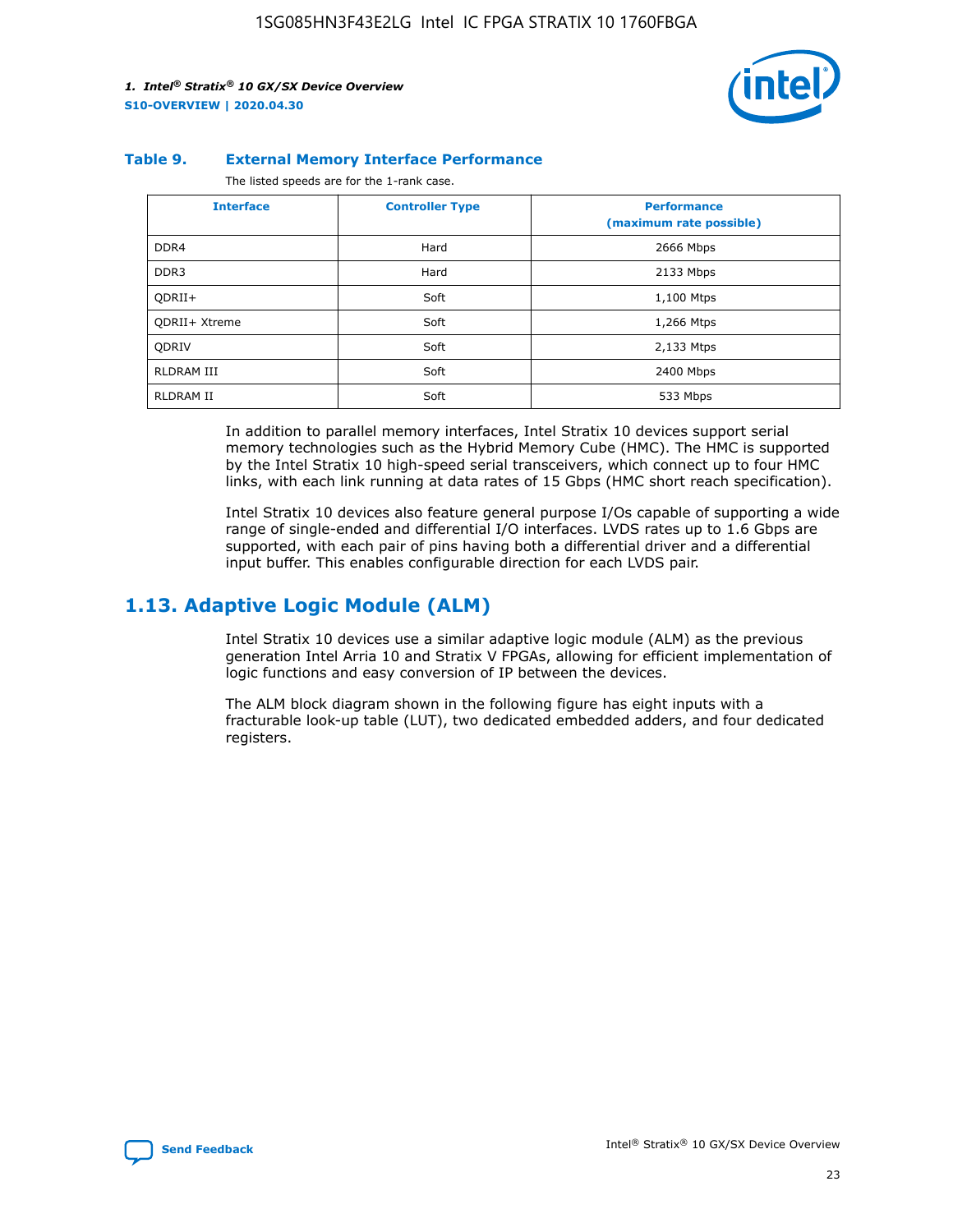**Table 9. External Memory Interface Performance**

The listed speeds are for the 1-rank case.

| Interface | Controller Type | Performance (maximum rate possible) |
|---|---|---|
| DDR4 | Hard | 2666 Mbps |
| DDR3 | Hard | 2133 Mbps |
| QDRII+ | Soft | 1,100 Mtps |
| QDRII+ Xtreme | Soft | 1,266 Mtps |
| QDRIV | Soft | 2,133 Mtps |
| RLDRAM III | Soft | 2400 Mbps |
| RLDRAM II | Soft | 533 Mbps |

In addition to parallel memory interfaces, Intel Stratix 10 devices support serial memory technologies such as the Hybrid Memory Cube (HMC). The HMC is supported by the Intel Stratix 10 high-speed serial transceivers, which connect up to four HMC links, with each link running at data rates of 15 Gbps (HMC short reach specification).

Intel Stratix 10 devices also feature general purpose I/Os capable of supporting a wide range of single-ended and differential I/O interfaces. LVDS rates up to 1.6 Gbps are supported, with each pair of pins having both a differential driver and a differential input buffer. This enables configurable direction for each LVDS pair.

## 1.13. Adaptive Logic Module (ALM)

Intel Stratix 10 devices use a similar adaptive logic module (ALM) as the previous generation Intel Arria 10 and Stratix V FPGAs, allowing for efficient implementation of logic functions and easy conversion of IP between the devices.

The ALM block diagram shown in the following figure has eight inputs with a fracturable look-up table (LUT), two dedicated embedded adders, and four dedicated registers.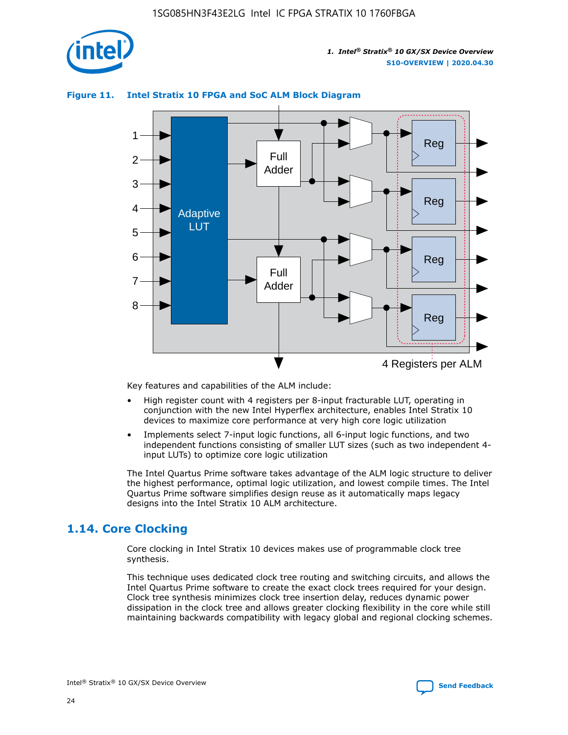**Figure 11. Intel Stratix 10 FPGA and SoC ALM Block Diagram**

Key features and capabilities of the ALM include:

- High register count with 4 registers per 8-input fracturable LUT, operating in conjunction with the new Intel Hyperflex architecture, enables Intel Stratix 10 devices to maximize core performance at very high core logic utilization
- Implements select 7-input logic functions, all 6-input logic functions, and two independent functions consisting of smaller LUT sizes (such as two independent 4-input LUTs) to optimize core logic utilization

The Intel Quartus Prime software takes advantage of the ALM logic structure to deliver the highest performance, optimal logic utilization, and lowest compile times. The Intel Quartus Prime software simplifies design reuse as it automatically maps legacy designs into the Intel Stratix 10 ALM architecture.

## 1.14. Core Clocking

Core clocking in Intel Stratix 10 devices makes use of programmable clock tree synthesis.

This technique uses dedicated clock tree routing and switching circuits, and allows the Intel Quartus Prime software to create the exact clock trees required for your design. Clock tree synthesis minimizes clock tree insertion delay, reduces dynamic power dissipation in the clock tree and allows greater clocking flexibility in the core while still maintaining backwards compatibility with legacy global and regional clocking schemes.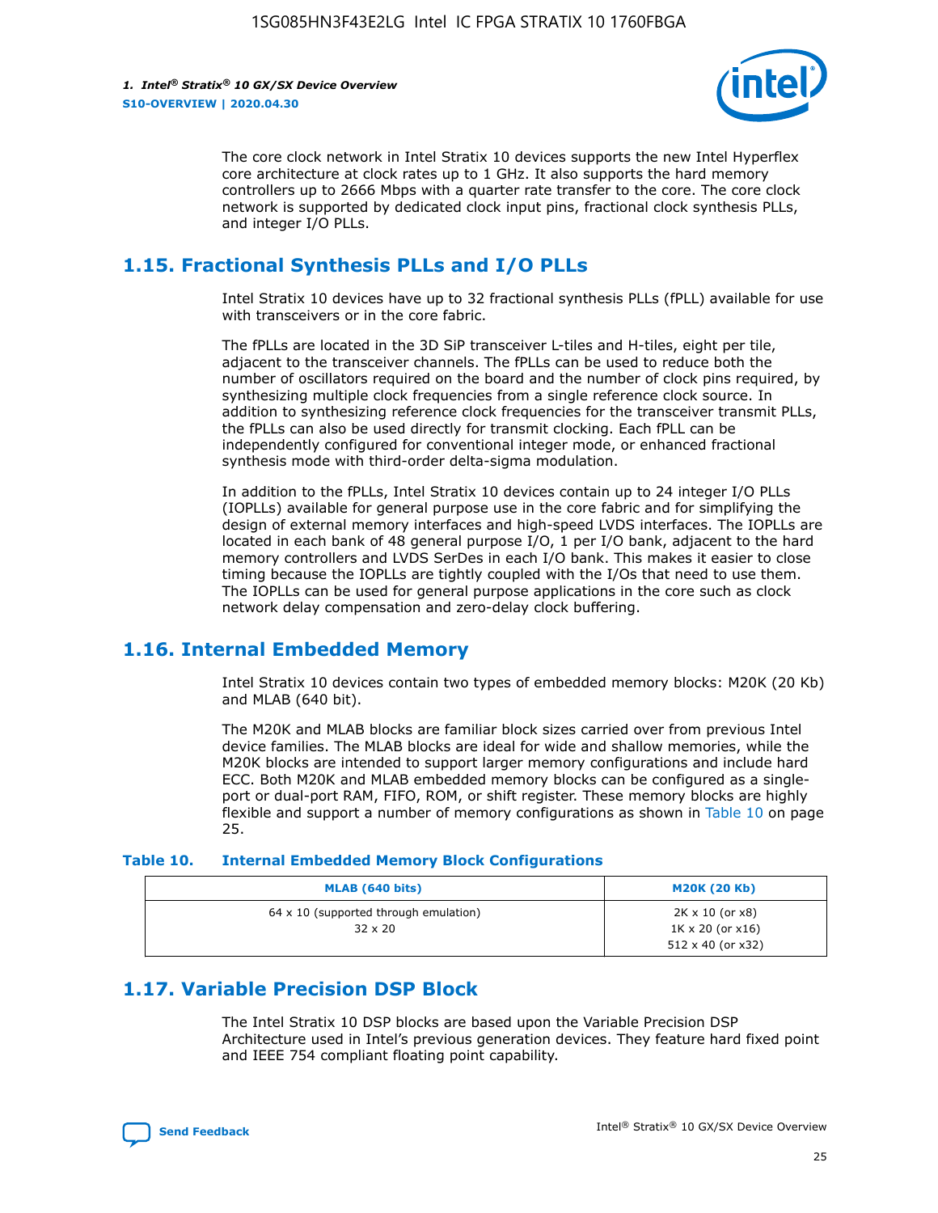The core clock network in Intel Stratix 10 devices supports the new Intel Hyperflex core architecture at clock rates up to 1 GHz. It also supports the hard memory controllers up to 2666 Mbps with a quarter rate transfer to the core. The core clock network is supported by dedicated clock input pins, fractional clock synthesis PLLs, and integer I/O PLLs.

## 1.15. Fractional Synthesis PLLs and I/O PLLs

Intel Stratix 10 devices have up to 32 fractional synthesis PLLs (fPLL) available for use with transceivers or in the core fabric.

The fPLLs are located in the 3D SiP transceiver L-tiles and H-tiles, eight per tile, adjacent to the transceiver channels. The fPLLs can be used to reduce both the number of oscillators required on the board and the number of clock pins required, by synthesizing multiple clock frequencies from a single reference clock source. In addition to synthesizing reference clock frequencies for the transceiver transmit PLLs, the fPLLs can also be used directly for transmit clocking. Each fPLL can be independently configured for conventional integer mode, or enhanced fractional synthesis mode with third-order delta-sigma modulation.

In addition to the fPLLs, Intel Stratix 10 devices contain up to 24 integer I/O PLLs (IOPLLs) available for general purpose use in the core fabric and for simplifying the design of external memory interfaces and high-speed LVDS interfaces. The IOPLLs are located in each bank of 48 general purpose I/O, 1 per I/O bank, adjacent to the hard memory controllers and LVDS SerDes in each I/O bank. This makes it easier to close timing because the IOPLLs are tightly coupled with the I/Os that need to use them. The IOPLLs can be used for general purpose applications in the core such as clock network delay compensation and zero-delay clock buffering.

## 1.16. Internal Embedded Memory

Intel Stratix 10 devices contain two types of embedded memory blocks: M20K (20 Kb) and MLAB (640 bit).

The M20K and MLAB blocks are familiar block sizes carried over from previous Intel device families. The MLAB blocks are ideal for wide and shallow memories, while the M20K blocks are intended to support larger memory configurations and include hard ECC. Both M20K and MLAB embedded memory blocks can be configured as a single-port or dual-port RAM, FIFO, ROM, or shift register. These memory blocks are highly flexible and support a number of memory configurations as shown in Table 10 on page 25.

**Table 10. Internal Embedded Memory Block Configurations**

| MLAB (640 bits) | M20K (20 Kb) |
|---|---|
| 64 x 10 (supported through emulation)<br>32 x 20 | 2K x 10 (or x8)<br>1K x 20 (or x16)<br>512 x 40 (or x32) |

## 1.17. Variable Precision DSP Block

The Intel Stratix 10 DSP blocks are based upon the Variable Precision DSP Architecture used in Intel's previous generation devices. They feature hard fixed point and IEEE 754 compliant floating point capability.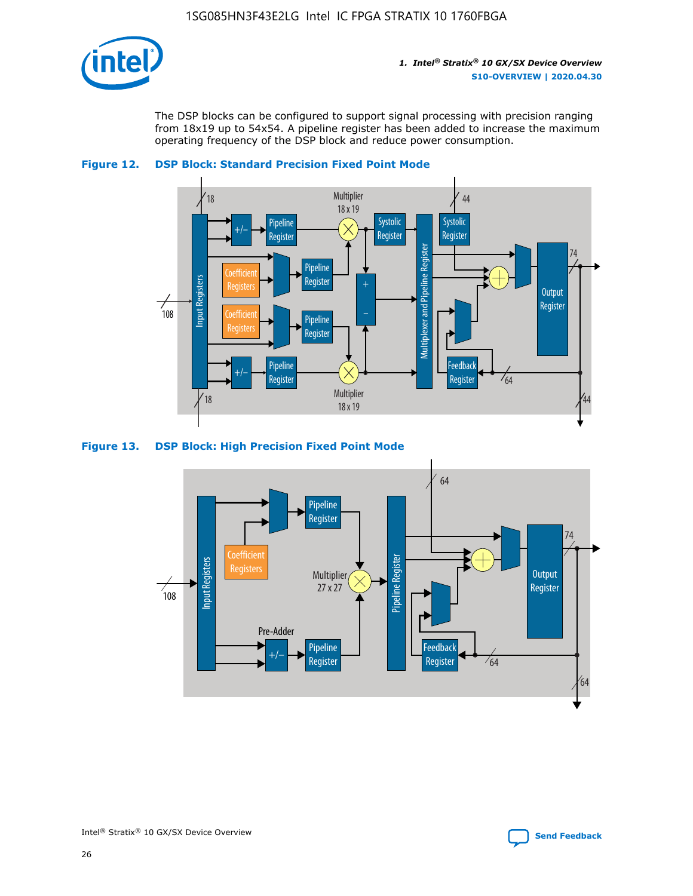The DSP blocks can be configured to support signal processing with precision ranging from 18x19 up to 54x54. A pipeline register has been added to increase the maximum operating frequency of the DSP block and reduce power consumption.

**Figure 12. DSP Block: Standard Precision Fixed Point Mode**

**Figure 13. DSP Block: High Precision Fixed Point Mode**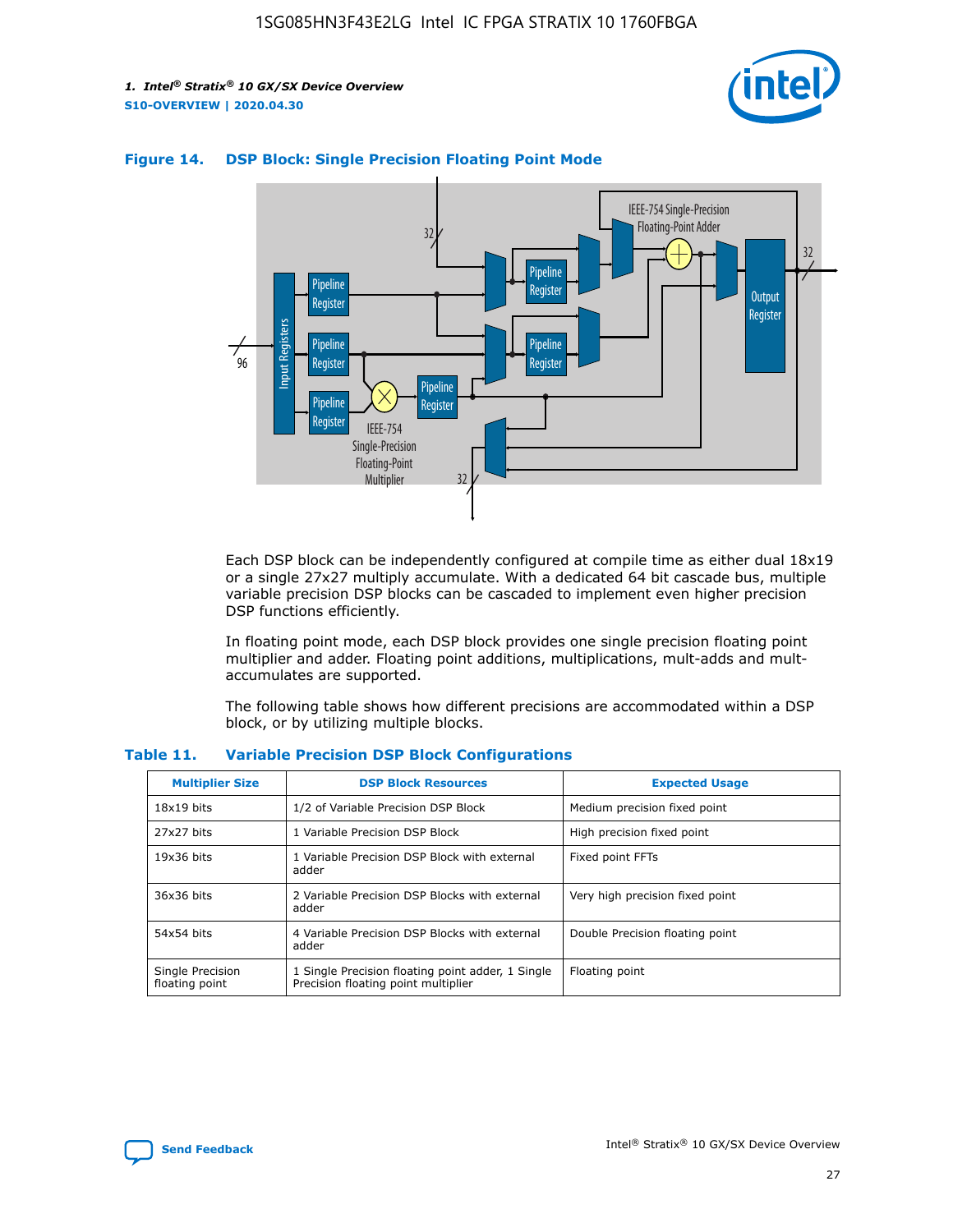**Figure 14. DSP Block: Single Precision Floating Point Mode**

Each DSP block can be independently configured at compile time as either dual 18x19 or a single 27x27 multiply accumulate. With a dedicated 64 bit cascade bus, multiple variable precision DSP blocks can be cascaded to implement even higher precision DSP functions efficiently.

In floating point mode, each DSP block provides one single precision floating point multiplier and adder. Floating point additions, multiplications, mult-adds and mult-accumulates are supported.

The following table shows how different precisions are accommodated within a DSP block, or by utilizing multiple blocks.

**Table 11. Variable Precision DSP Block Configurations**

| Multiplier Size | DSP Block Resources | Expected Usage |
|---|---|---|
| 18x19 bits | 1/2 of Variable Precision DSP Block | Medium precision fixed point |
| 27x27 bits | 1 Variable Precision DSP Block | High precision fixed point |
| 19x36 bits | 1 Variable Precision DSP Block with external adder | Fixed point FFTs |
| 36x36 bits | 2 Variable Precision DSP Blocks with external adder | Very high precision fixed point |
| 54x54 bits | 4 Variable Precision DSP Blocks with external adder | Double Precision floating point |
| Single Precision floating point | 1 Single Precision floating point adder, 1 Single Precision floating point multiplier | Floating point |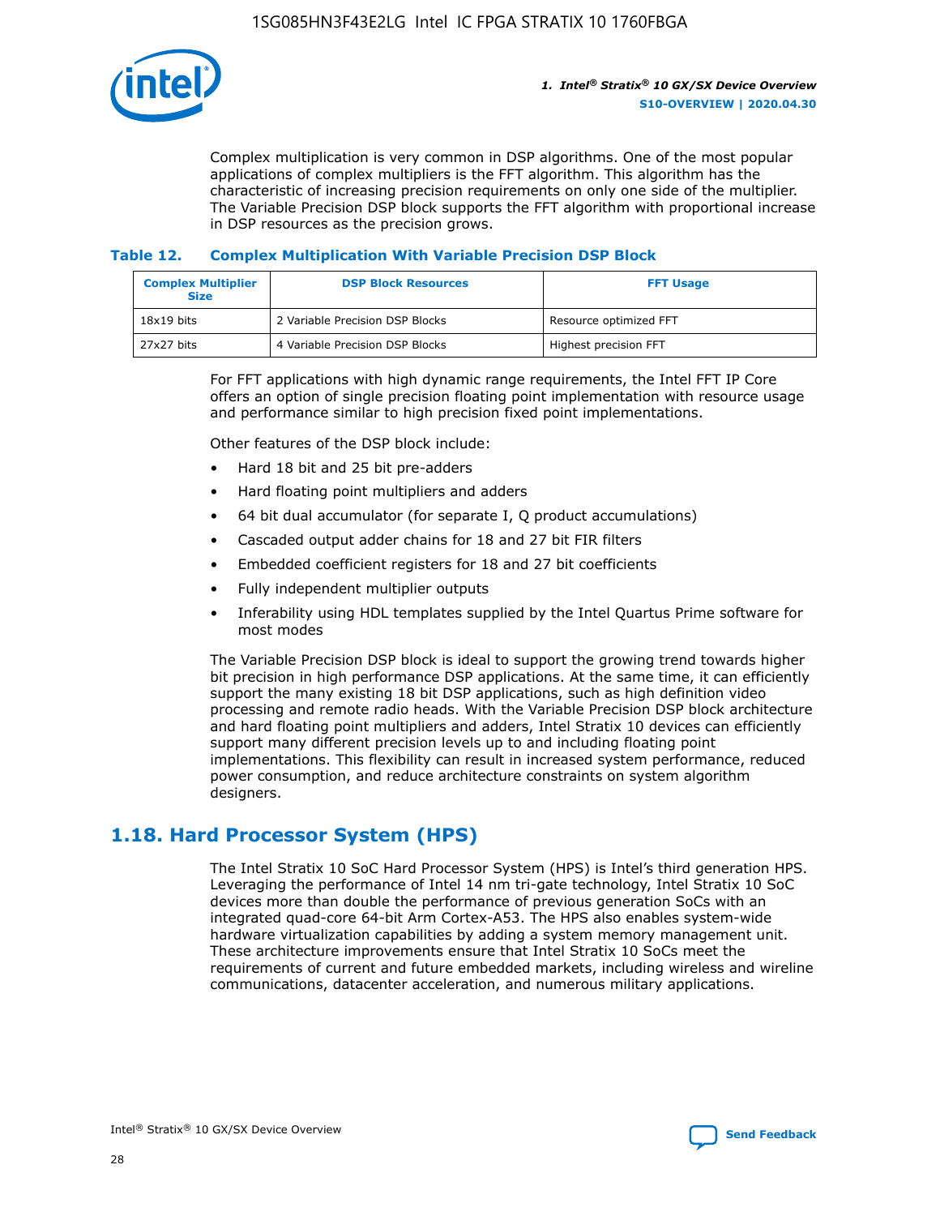Complex multiplication is very common in DSP algorithms. One of the most popular applications of complex multipliers is the FFT algorithm. This algorithm has the characteristic of increasing precision requirements on only one side of the multiplier. The Variable Precision DSP block supports the FFT algorithm with proportional increase in DSP resources as the precision grows.

#### Table 12. Complex Multiplication With Variable Precision DSP Block

| Complex Multiplier Size | DSP Block Resources | FFT Usage |
|---|---|---|
| 18x19 bits | 2 Variable Precision DSP Blocks | Resource optimized FFT |
| 27x27 bits | 4 Variable Precision DSP Blocks | Highest precision FFT |

For FFT applications with high dynamic range requirements, the Intel FFT IP Core offers an option of single precision floating point implementation with resource usage and performance similar to high precision fixed point implementations.

Other features of the DSP block include:

- Hard 18 bit and 25 bit pre-adders
- Hard floating point multipliers and adders
- 64 bit dual accumulator (for separate I, Q product accumulations)
- Cascaded output adder chains for 18 and 27 bit FIR filters
- Embedded coefficient registers for 18 and 27 bit coefficients
- Fully independent multiplier outputs
- Inferability using HDL templates supplied by the Intel Quartus Prime software for most modes

The Variable Precision DSP block is ideal to support the growing trend towards higher bit precision in high performance DSP applications. At the same time, it can efficiently support the many existing 18 bit DSP applications, such as high definition video processing and remote radio heads. With the Variable Precision DSP block architecture and hard floating point multipliers and adders, Intel Stratix 10 devices can efficiently support many different precision levels up to and including floating point implementations. This flexibility can result in increased system performance, reduced power consumption, and reduce architecture constraints on system algorithm designers.

## 1.18. Hard Processor System (HPS)

The Intel Stratix 10 SoC Hard Processor System (HPS) is Intel's third generation HPS. Leveraging the performance of Intel 14 nm tri-gate technology, Intel Stratix 10 SoC devices more than double the performance of previous generation SoCs with an integrated quad-core 64-bit Arm Cortex-A53. The HPS also enables system-wide hardware virtualization capabilities by adding a system memory management unit. These architecture improvements ensure that Intel Stratix 10 SoCs meet the requirements of current and future embedded markets, including wireless and wireline communications, datacenter acceleration, and numerous military applications.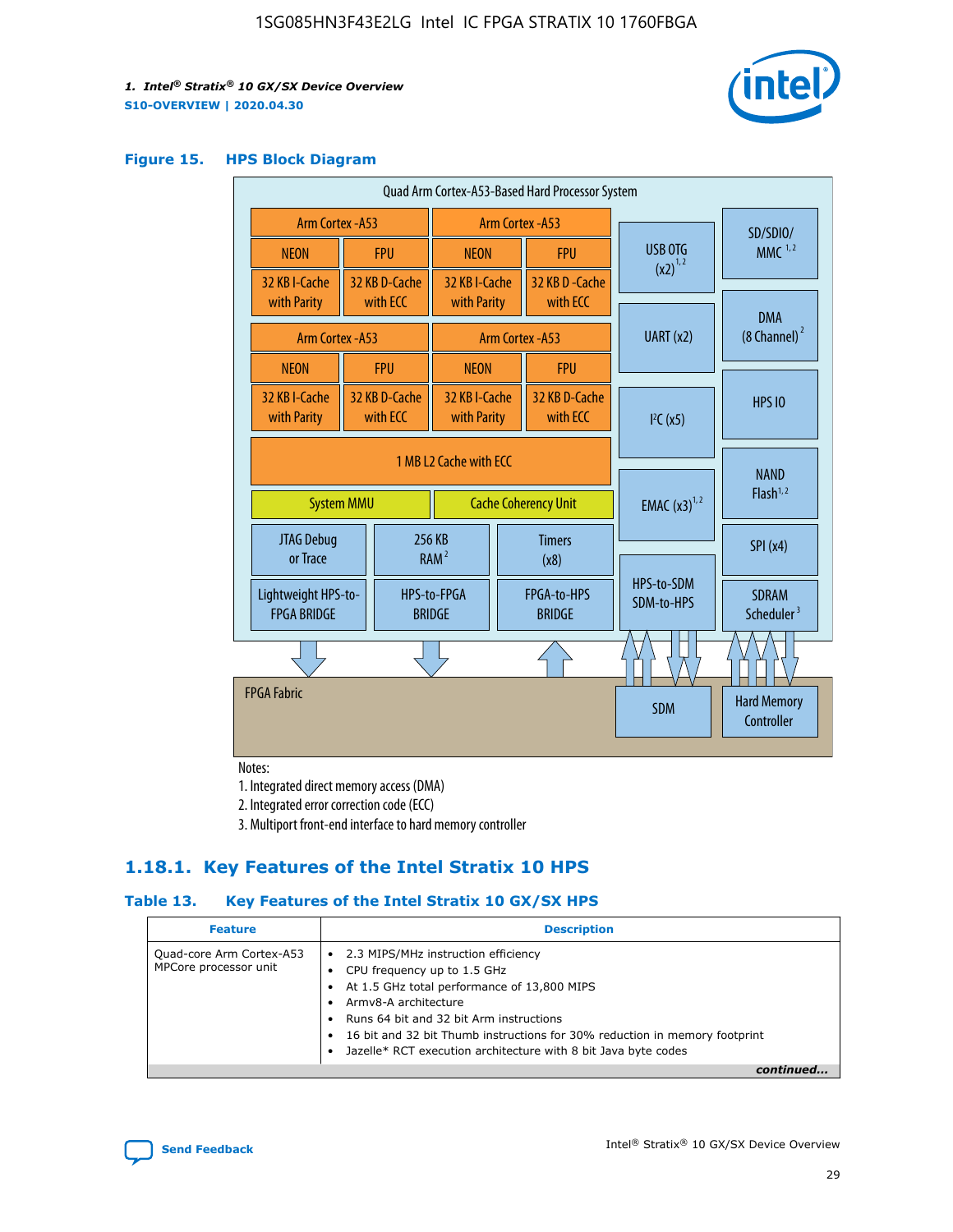**Figure 15. HPS Block Diagram**

Quad Arm Cortex-A53-Based Hard Processor System

| Arm Cortex -A53 | | Arm Cortex -A53 | |
|---|---|---|---|
| NEON | FPU | NEON | FPU |
| 32 KB I-Cache with Parity | 32 KB D-Cache with ECC | 32 KB I-Cache with Parity | 32 KB D-Cache with ECC |
| Arm Cortex -A53 | | Arm Cortex -A53 | |
| NEON | FPU | NEON | FPU |
| 32 KB I-Cache with Parity | 32 KB D-Cache with ECC | 32 KB I-Cache with Parity | 32 KB D-Cache with ECC |

1 MB L2 Cache with ECC

System MMU | Cache Coherency Unit

JTAG Debug or Trace | 256 KB RAM [2] | Timers (x8)

Lightweight HPS-to-FPGA BRIDGE | HPS-to-FPGA BRIDGE | FPGA-to-HPS BRIDGE

USB OTG (x2) [1,2] | SD/SDIO/MMC [1,2] | UART (x2) | DMA (8 Channel) [2] | I²C (x5) | HPS IO | EMAC (x3) [1,2] | NAND Flash [1,2] | SPI (x4) | HPS-to-SDM SDM-to-HPS | SDRAM Scheduler [3]

FPGA Fabric | SDM | Hard Memory Controller

Notes:

1. Integrated direct memory access (DMA)
2. Integrated error correction code (ECC)
3. Multiport front-end interface to hard memory controller

### 1.18.1. Key Features of the Intel Stratix 10 HPS

**Table 13. Key Features of the Intel Stratix 10 GX/SX HPS**

| Feature | Description |
|---|---|
| Quad-core Arm Cortex-A53 MPCore processor unit | • 2.3 MIPS/MHz instruction efficiency<br>• CPU frequency up to 1.5 GHz<br>• At 1.5 GHz total performance of 13,800 MIPS<br>• Armv8-A architecture<br>• Runs 64 bit and 32 bit Arm instructions<br>• 16 bit and 32 bit Thumb instructions for 30% reduction in memory footprint<br>• Jazelle* RCT execution architecture with 8 bit Java byte codes |

*continued...*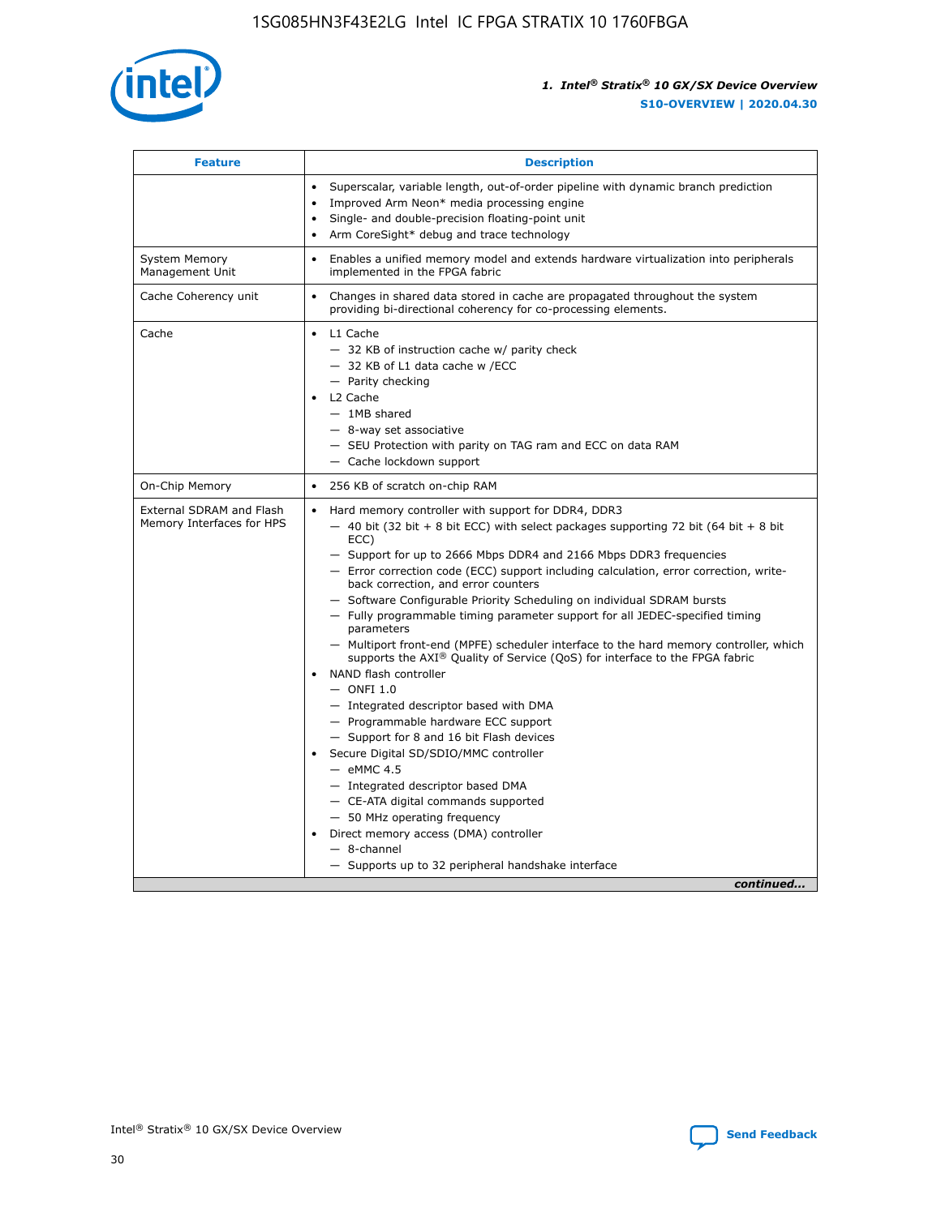| Feature | Description |
| --- | --- |
| | • Superscalar, variable length, out-of-order pipeline with dynamic branch prediction<br>• Improved Arm Neon* media processing engine<br>• Single- and double-precision floating-point unit<br>• Arm CoreSight* debug and trace technology |
| System Memory Management Unit | • Enables a unified memory model and extends hardware virtualization into peripherals implemented in the FPGA fabric |
| Cache Coherency unit | • Changes in shared data stored in cache are propagated throughout the system providing bi-directional coherency for co-processing elements. |
| Cache | • L1 Cache<br>— 32 KB of instruction cache w/ parity check<br>— 32 KB of L1 data cache w /ECC<br>— Parity checking<br>• L2 Cache<br>— 1MB shared<br>— 8-way set associative<br>— SEU Protection with parity on TAG ram and ECC on data RAM<br>— Cache lockdown support |
| On-Chip Memory | • 256 KB of scratch on-chip RAM |
| External SDRAM and Flash Memory Interfaces for HPS | • Hard memory controller with support for DDR4, DDR3<br>— 40 bit (32 bit + 8 bit ECC) with select packages supporting 72 bit (64 bit + 8 bit ECC)<br>— Support for up to 2666 Mbps DDR4 and 2166 Mbps DDR3 frequencies<br>— Error correction code (ECC) support including calculation, error correction, write-back correction, and error counters<br>— Software Configurable Priority Scheduling on individual SDRAM bursts<br>— Fully programmable timing parameter support for all JEDEC-specified timing parameters<br>— Multiport front-end (MPFE) scheduler interface to the hard memory controller, which supports the AXI® Quality of Service (QoS) for interface to the FPGA fabric<br>• NAND flash controller<br>— ONFI 1.0<br>— Integrated descriptor based with DMA<br>— Programmable hardware ECC support<br>— Support for 8 and 16 bit Flash devices<br>• Secure Digital SD/SDIO/MMC controller<br>— eMMC 4.5<br>— Integrated descriptor based DMA<br>— CE-ATA digital commands supported<br>— 50 MHz operating frequency<br>• Direct memory access (DMA) controller<br>— 8-channel<br>— Supports up to 32 peripheral handshake interface |

*continued...*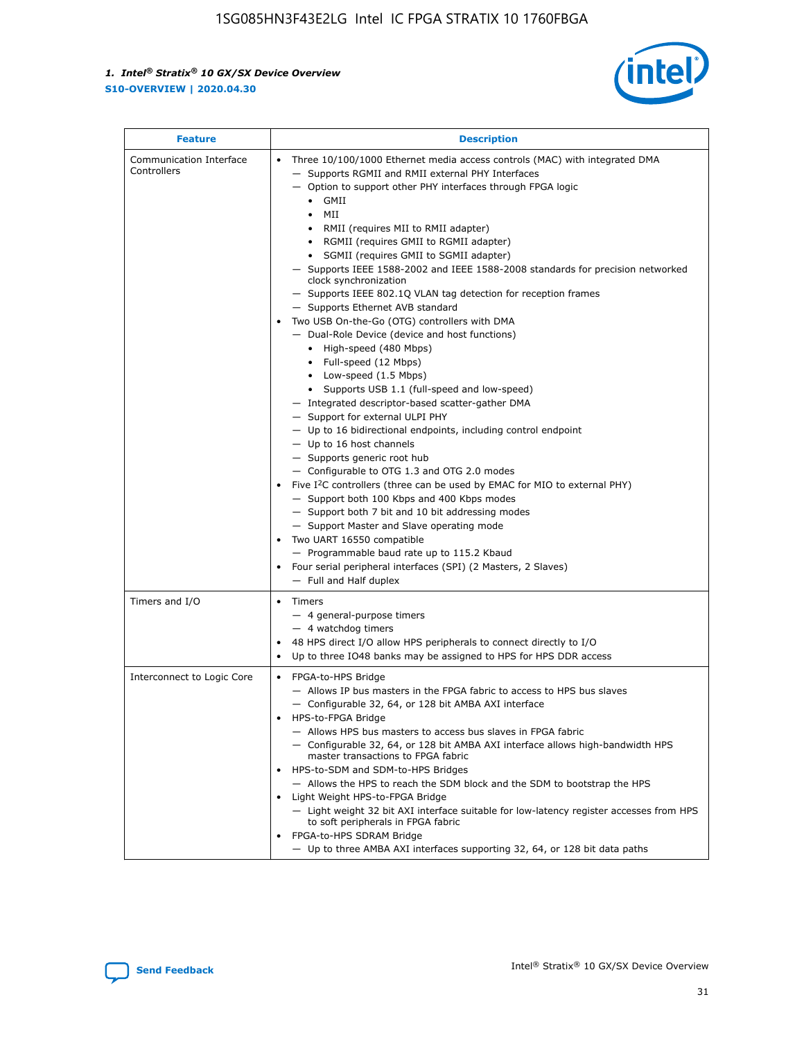| Feature | Description |
| --- | --- |
| Communication Interface Controllers | • Three 10/100/1000 Ethernet media access controls (MAC) with integrated DMA<br>— Supports RGMII and RMII external PHY Interfaces<br>— Option to support other PHY interfaces through FPGA logic<br>• GMII<br>• MII<br>• RMII (requires MII to RMII adapter)<br>• RGMII (requires GMII to RGMII adapter)<br>• SGMII (requires GMII to SGMII adapter)<br>— Supports IEEE 1588-2002 and IEEE 1588-2008 standards for precision networked clock synchronization<br>— Supports IEEE 802.1Q VLAN tag detection for reception frames<br>— Supports Ethernet AVB standard<br>• Two USB On-the-Go (OTG) controllers with DMA<br>— Dual-Role Device (device and host functions)<br>• High-speed (480 Mbps)<br>• Full-speed (12 Mbps)<br>• Low-speed (1.5 Mbps)<br>• Supports USB 1.1 (full-speed and low-speed)<br>— Integrated descriptor-based scatter-gather DMA<br>— Support for external ULPI PHY<br>— Up to 16 bidirectional endpoints, including control endpoint<br>— Up to 16 host channels<br>— Supports generic root hub<br>— Configurable to OTG 1.3 and OTG 2.0 modes<br>• Five I$^2$C controllers (three can be used by EMAC for MIO to external PHY)<br>— Support both 100 Kbps and 400 Kbps modes<br>— Support both 7 bit and 10 bit addressing modes<br>— Support Master and Slave operating mode<br>• Two UART 16550 compatible<br>— Programmable baud rate up to 115.2 Kbaud<br>• Four serial peripheral interfaces (SPI) (2 Masters, 2 Slaves)<br>— Full and Half duplex |
| Timers and I/O | • Timers<br>— 4 general-purpose timers<br>— 4 watchdog timers<br>• 48 HPS direct I/O allow HPS peripherals to connect directly to I/O<br>• Up to three IO48 banks may be assigned to HPS for HPS DDR access |
| Interconnect to Logic Core | • FPGA-to-HPS Bridge<br>— Allows IP bus masters in the FPGA fabric to access to HPS bus slaves<br>— Configurable 32, 64, or 128 bit AMBA AXI interface<br>• HPS-to-FPGA Bridge<br>— Allows HPS bus masters to access bus slaves in FPGA fabric<br>— Configurable 32, 64, or 128 bit AMBA AXI interface allows high-bandwidth HPS master transactions to FPGA fabric<br>• HPS-to-SDM and SDM-to-HPS Bridges<br>— Allows the HPS to reach the SDM block and the SDM to bootstrap the HPS<br>• Light Weight HPS-to-FPGA Bridge<br>— Light weight 32 bit AXI interface suitable for low-latency register accesses from HPS to soft peripherals in FPGA fabric<br>• FPGA-to-HPS SDRAM Bridge<br>— Up to three AMBA AXI interfaces supporting 32, 64, or 128 bit data paths |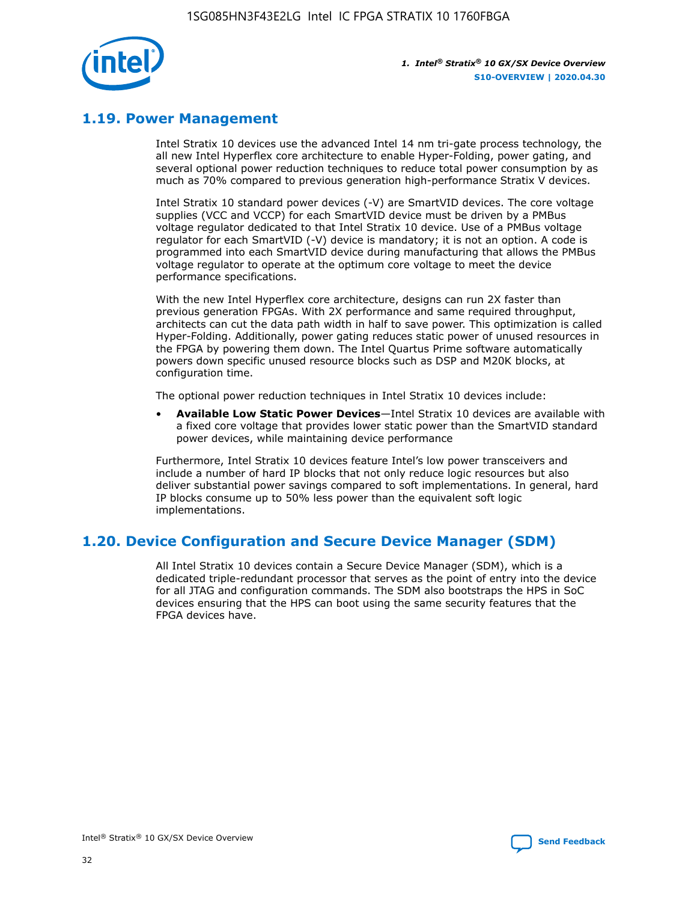## 1.19. Power Management

Intel Stratix 10 devices use the advanced Intel 14 nm tri-gate process technology, the all new Intel Hyperflex core architecture to enable Hyper-Folding, power gating, and several optional power reduction techniques to reduce total power consumption by as much as 70% compared to previous generation high-performance Stratix V devices.

Intel Stratix 10 standard power devices (-V) are SmartVID devices. The core voltage supplies (VCC and VCCP) for each SmartVID device must be driven by a PMBus voltage regulator dedicated to that Intel Stratix 10 device. Use of a PMBus voltage regulator for each SmartVID (-V) device is mandatory; it is not an option. A code is programmed into each SmartVID device during manufacturing that allows the PMBus voltage regulator to operate at the optimum core voltage to meet the device performance specifications.

With the new Intel Hyperflex core architecture, designs can run 2X faster than previous generation FPGAs. With 2X performance and same required throughput, architects can cut the data path width in half to save power. This optimization is called Hyper-Folding. Additionally, power gating reduces static power of unused resources in the FPGA by powering them down. The Intel Quartus Prime software automatically powers down specific unused resource blocks such as DSP and M20K blocks, at configuration time.

The optional power reduction techniques in Intel Stratix 10 devices include:

- **Available Low Static Power Devices**—Intel Stratix 10 devices are available with a fixed core voltage that provides lower static power than the SmartVID standard power devices, while maintaining device performance

Furthermore, Intel Stratix 10 devices feature Intel's low power transceivers and include a number of hard IP blocks that not only reduce logic resources but also deliver substantial power savings compared to soft implementations. In general, hard IP blocks consume up to 50% less power than the equivalent soft logic implementations.

## 1.20. Device Configuration and Secure Device Manager (SDM)

All Intel Stratix 10 devices contain a Secure Device Manager (SDM), which is a dedicated triple-redundant processor that serves as the point of entry into the device for all JTAG and configuration commands. The SDM also bootstraps the HPS in SoC devices ensuring that the HPS can boot using the same security features that the FPGA devices have.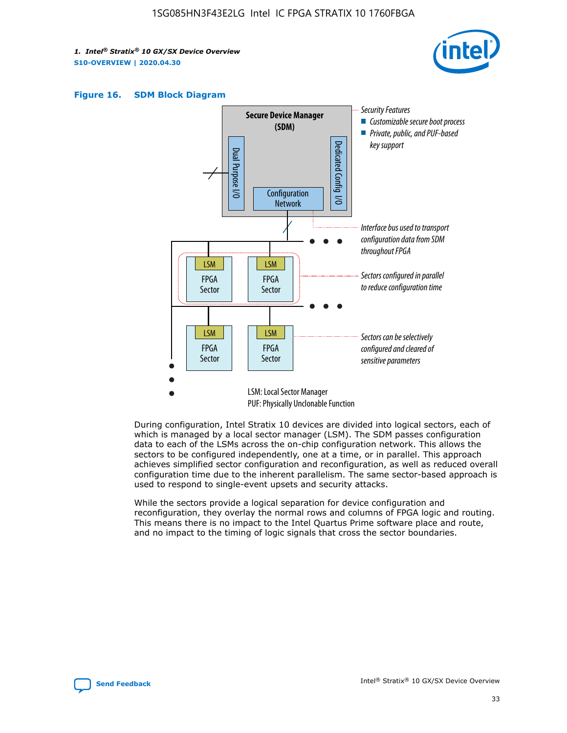**Figure 16. SDM Block Diagram**

Security Features
- Customizable secure boot process
- Private, public, and PUF-based key support

Interface bus used to transport configuration data from SDM throughout FPGA

Sectors configured in parallel to reduce configuration time

Sectors can be selectively configured and cleared of sensitive parameters

LSM: Local Sector Manager
PUF: Physically Unclonable Function

During configuration, Intel Stratix 10 devices are divided into logical sectors, each of which is managed by a local sector manager (LSM). The SDM passes configuration data to each of the LSMs across the on-chip configuration network. This allows the sectors to be configured independently, one at a time, or in parallel. This approach achieves simplified sector configuration and reconfiguration, as well as reduced overall configuration time due to the inherent parallelism. The same sector-based approach is used to respond to single-event upsets and security attacks.

While the sectors provide a logical separation for device configuration and reconfiguration, they overlay the normal rows and columns of FPGA logic and routing. This means there is no impact to the Intel Quartus Prime software place and route, and no impact to the timing of logic signals that cross the sector boundaries.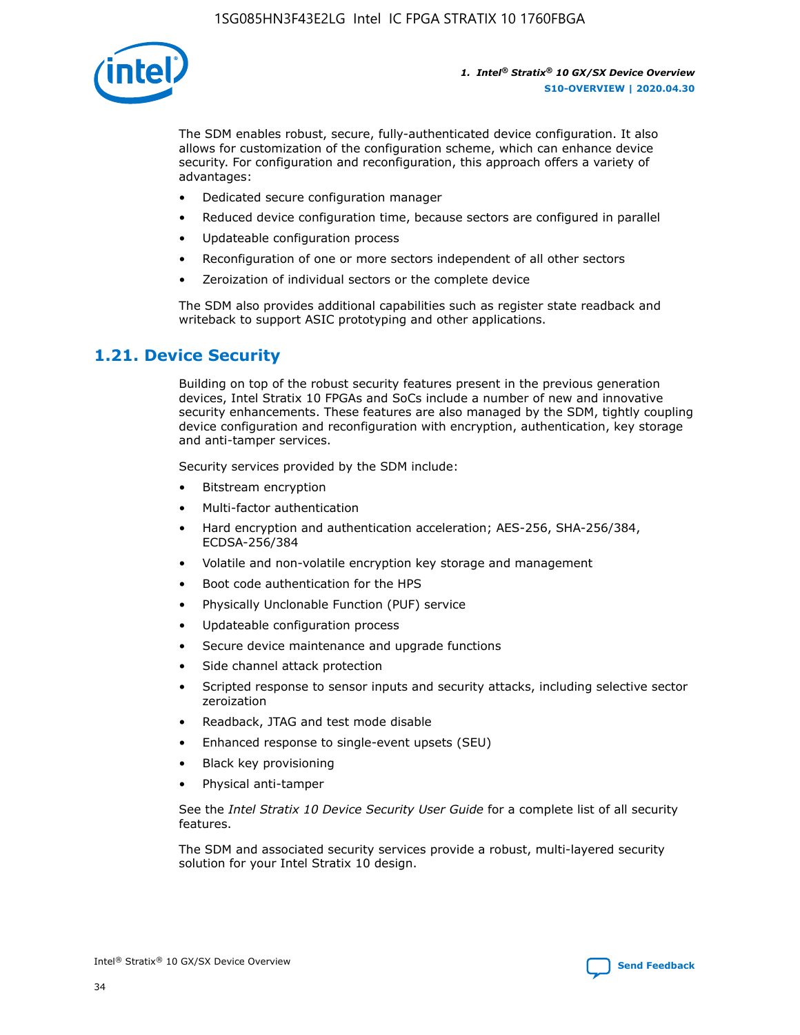The SDM enables robust, secure, fully-authenticated device configuration. It also allows for customization of the configuration scheme, which can enhance device security. For configuration and reconfiguration, this approach offers a variety of advantages:

- Dedicated secure configuration manager
- Reduced device configuration time, because sectors are configured in parallel
- Updateable configuration process
- Reconfiguration of one or more sectors independent of all other sectors
- Zeroization of individual sectors or the complete device

The SDM also provides additional capabilities such as register state readback and writeback to support ASIC prototyping and other applications.

## 1.21. Device Security

Building on top of the robust security features present in the previous generation devices, Intel Stratix 10 FPGAs and SoCs include a number of new and innovative security enhancements. These features are also managed by the SDM, tightly coupling device configuration and reconfiguration with encryption, authentication, key storage and anti-tamper services.

Security services provided by the SDM include:

- Bitstream encryption
- Multi-factor authentication
- Hard encryption and authentication acceleration; AES-256, SHA-256/384, ECDSA-256/384
- Volatile and non-volatile encryption key storage and management
- Boot code authentication for the HPS
- Physically Unclonable Function (PUF) service
- Updateable configuration process
- Secure device maintenance and upgrade functions
- Side channel attack protection
- Scripted response to sensor inputs and security attacks, including selective sector zeroization
- Readback, JTAG and test mode disable
- Enhanced response to single-event upsets (SEU)
- Black key provisioning
- Physical anti-tamper

See the *Intel Stratix 10 Device Security User Guide* for a complete list of all security features.

The SDM and associated security services provide a robust, multi-layered security solution for your Intel Stratix 10 design.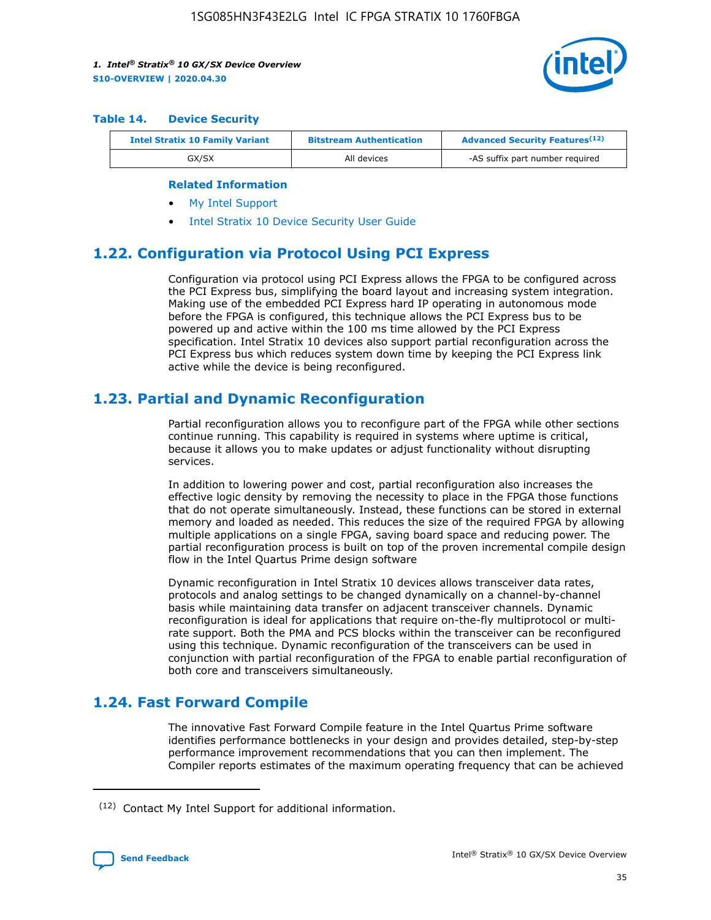**Table 14. Device Security**

| Intel Stratix 10 Family Variant | Bitstream Authentication | Advanced Security Features[(12)] |
|---|---|---|
| GX/SX | All devices | -AS suffix part number required |

**Related Information**

- My Intel Support
- Intel Stratix 10 Device Security User Guide

## 1.22. Configuration via Protocol Using PCI Express

Configuration via protocol using PCI Express allows the FPGA to be configured across the PCI Express bus, simplifying the board layout and increasing system integration. Making use of the embedded PCI Express hard IP operating in autonomous mode before the FPGA is configured, this technique allows the PCI Express bus to be powered up and active within the 100 ms time allowed by the PCI Express specification. Intel Stratix 10 devices also support partial reconfiguration across the PCI Express bus which reduces system down time by keeping the PCI Express link active while the device is being reconfigured.

## 1.23. Partial and Dynamic Reconfiguration

Partial reconfiguration allows you to reconfigure part of the FPGA while other sections continue running. This capability is required in systems where uptime is critical, because it allows you to make updates or adjust functionality without disrupting services.

In addition to lowering power and cost, partial reconfiguration also increases the effective logic density by removing the necessity to place in the FPGA those functions that do not operate simultaneously. Instead, these functions can be stored in external memory and loaded as needed. This reduces the size of the required FPGA by allowing multiple applications on a single FPGA, saving board space and reducing power. The partial reconfiguration process is built on top of the proven incremental compile design flow in the Intel Quartus Prime design software

Dynamic reconfiguration in Intel Stratix 10 devices allows transceiver data rates, protocols and analog settings to be changed dynamically on a channel-by-channel basis while maintaining data transfer on adjacent transceiver channels. Dynamic reconfiguration is ideal for applications that require on-the-fly multiprotocol or multi-rate support. Both the PMA and PCS blocks within the transceiver can be reconfigured using this technique. Dynamic reconfiguration of the transceivers can be used in conjunction with partial reconfiguration of the FPGA to enable partial reconfiguration of both core and transceivers simultaneously.

## 1.24. Fast Forward Compile

The innovative Fast Forward Compile feature in the Intel Quartus Prime software identifies performance bottlenecks in your design and provides detailed, step-by-step performance improvement recommendations that you can then implement. The Compiler reports estimates of the maximum operating frequency that can be achieved

(12) Contact My Intel Support for additional information.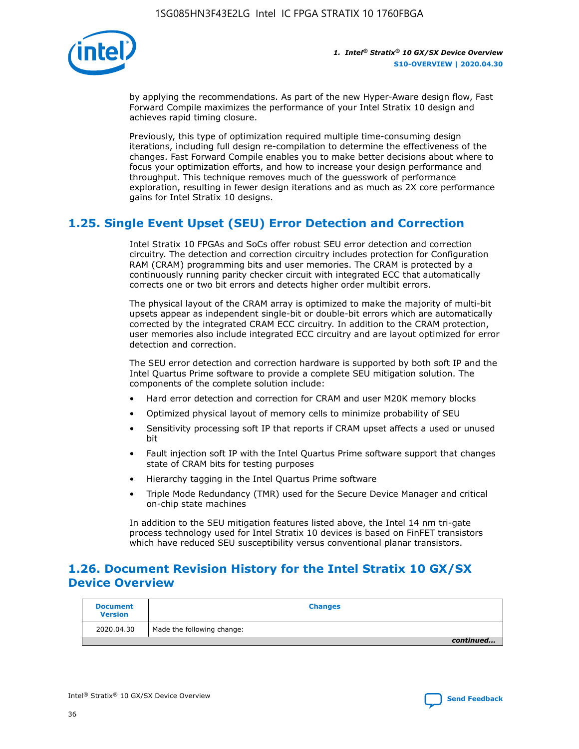by applying the recommendations. As part of the new Hyper-Aware design flow, Fast Forward Compile maximizes the performance of your Intel Stratix 10 design and achieves rapid timing closure.

Previously, this type of optimization required multiple time-consuming design iterations, including full design re-compilation to determine the effectiveness of the changes. Fast Forward Compile enables you to make better decisions about where to focus your optimization efforts, and how to increase your design performance and throughput. This technique removes much of the guesswork of performance exploration, resulting in fewer design iterations and as much as 2X core performance gains for Intel Stratix 10 designs.

## 1.25. Single Event Upset (SEU) Error Detection and Correction

Intel Stratix 10 FPGAs and SoCs offer robust SEU error detection and correction circuitry. The detection and correction circuitry includes protection for Configuration RAM (CRAM) programming bits and user memories. The CRAM is protected by a continuously running parity checker circuit with integrated ECC that automatically corrects one or two bit errors and detects higher order multibit errors.

The physical layout of the CRAM array is optimized to make the majority of multi-bit upsets appear as independent single-bit or double-bit errors which are automatically corrected by the integrated CRAM ECC circuitry. In addition to the CRAM protection, user memories also include integrated ECC circuitry and are layout optimized for error detection and correction.

The SEU error detection and correction hardware is supported by both soft IP and the Intel Quartus Prime software to provide a complete SEU mitigation solution. The components of the complete solution include:

- Hard error detection and correction for CRAM and user M20K memory blocks
- Optimized physical layout of memory cells to minimize probability of SEU
- Sensitivity processing soft IP that reports if CRAM upset affects a used or unused bit
- Fault injection soft IP with the Intel Quartus Prime software support that changes state of CRAM bits for testing purposes
- Hierarchy tagging in the Intel Quartus Prime software
- Triple Mode Redundancy (TMR) used for the Secure Device Manager and critical on-chip state machines

In addition to the SEU mitigation features listed above, the Intel 14 nm tri-gate process technology used for Intel Stratix 10 devices is based on FinFET transistors which have reduced SEU susceptibility versus conventional planar transistors.

## 1.26. Document Revision History for the Intel Stratix 10 GX/SX Device Overview

| Document Version | Changes |
|---|---|
| 2020.04.30 | Made the following change: |

*continued...*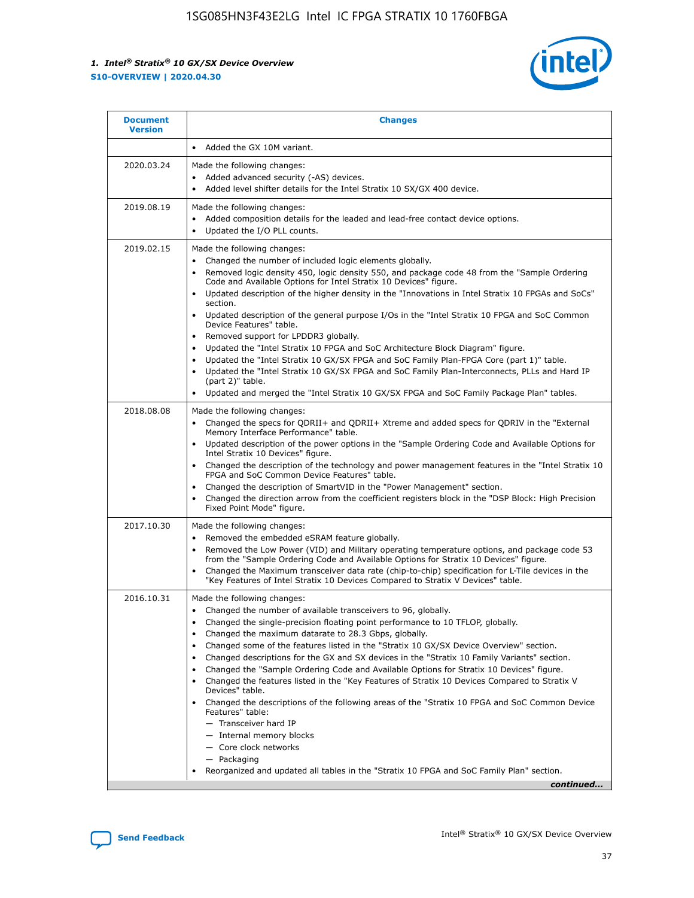| Document Version | Changes |
| --- | --- |
| | • Added the GX 10M variant. |
| 2020.03.24 | Made the following changes:<br>• Added advanced security (-AS) devices.<br>• Added level shifter details for the Intel Stratix 10 SX/GX 400 device. |
| 2019.08.19 | Made the following changes:<br>• Added composition details for the leaded and lead-free contact device options.<br>• Updated the I/O PLL counts. |
| 2019.02.15 | Made the following changes:<br>• Changed the number of included logic elements globally.<br>• Removed logic density 450, logic density 550, and package code 48 from the "Sample Ordering Code and Available Options for Intel Stratix 10 Devices" figure.<br>• Updated description of the higher density in the "Innovations in Intel Stratix 10 FPGAs and SoCs" section.<br>• Updated description of the general purpose I/Os in the "Intel Stratix 10 FPGA and SoC Common Device Features" table.<br>• Removed support for LPDDR3 globally.<br>• Updated the "Intel Stratix 10 FPGA and SoC Architecture Block Diagram" figure.<br>• Updated the "Intel Stratix 10 GX/SX FPGA and SoC Family Plan-FPGA Core (part 1)" table.<br>• Updated the "Intel Stratix 10 GX/SX FPGA and SoC Family Plan-Interconnects, PLLs and Hard IP (part 2)" table.<br>• Updated and merged the "Intel Stratix 10 GX/SX FPGA and SoC Family Package Plan" tables. |
| 2018.08.08 | Made the following changes:<br>• Changed the specs for QDRII+ and QDRII+ Xtreme and added specs for QDRIV in the "External Memory Interface Performance" table.<br>• Updated description of the power options in the "Sample Ordering Code and Available Options for Intel Stratix 10 Devices" figure.<br>• Changed the description of the technology and power management features in the "Intel Stratix 10 FPGA and SoC Common Device Features" table.<br>• Changed the description of SmartVID in the "Power Management" section.<br>• Changed the direction arrow from the coefficient registers block in the "DSP Block: High Precision Fixed Point Mode" figure. |
| 2017.10.30 | Made the following changes:<br>• Removed the embedded eSRAM feature globally.<br>• Removed the Low Power (VID) and Military operating temperature options, and package code 53 from the "Sample Ordering Code and Available Options for Stratix 10 Devices" figure.<br>• Changed the Maximum transceiver data rate (chip-to-chip) specification for L-Tile devices in the "Key Features of Intel Stratix 10 Devices Compared to Stratix V Devices" table. |
| 2016.10.31 | Made the following changes:<br>• Changed the number of available transceivers to 96, globally.<br>• Changed the single-precision floating point performance to 10 TFLOP, globally.<br>• Changed the maximum datarate to 28.3 Gbps, globally.<br>• Changed some of the features listed in the "Stratix 10 GX/SX Device Overview" section.<br>• Changed descriptions for the GX and SX devices in the "Stratix 10 Family Variants" section.<br>• Changed the "Sample Ordering Code and Available Options for Stratix 10 Devices" figure.<br>• Changed the features listed in the "Key Features of Stratix 10 Devices Compared to Stratix V Devices" table.<br>• Changed the descriptions of the following areas of the "Stratix 10 FPGA and SoC Common Device Features" table:<br>— Transceiver hard IP<br>— Internal memory blocks<br>— Core clock networks<br>— Packaging<br>• Reorganized and updated all tables in the "Stratix 10 FPGA and SoC Family Plan" section. |

*continued...*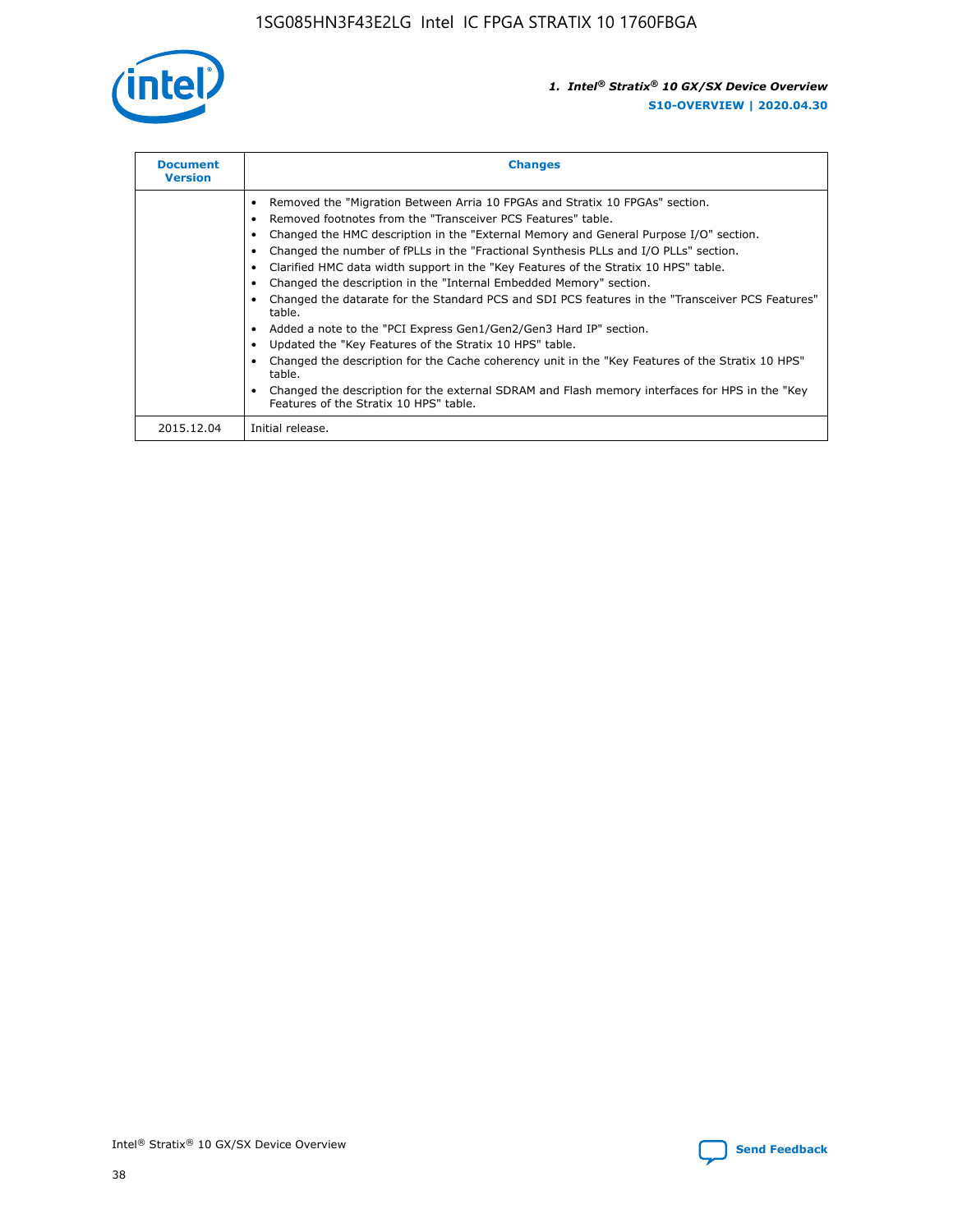| Document Version | Changes |
| --- | --- |
| | • Removed the "Migration Between Arria 10 FPGAs and Stratix 10 FPGAs" section.<br>• Removed footnotes from the "Transceiver PCS Features" table.<br>• Changed the HMC description in the "External Memory and General Purpose I/O" section.<br>• Changed the number of fPLLs in the "Fractional Synthesis PLLs and I/O PLLs" section.<br>• Clarified HMC data width support in the "Key Features of the Stratix 10 HPS" table.<br>• Changed the description in the "Internal Embedded Memory" section.<br>• Changed the datarate for the Standard PCS and SDI PCS features in the "Transceiver PCS Features" table.<br>• Added a note to the "PCI Express Gen1/Gen2/Gen3 Hard IP" section.<br>• Updated the "Key Features of the Stratix 10 HPS" table.<br>• Changed the description for the Cache coherency unit in the "Key Features of the Stratix 10 HPS" table.<br>• Changed the description for the external SDRAM and Flash memory interfaces for HPS in the "Key Features of the Stratix 10 HPS" table. |
| 2015.12.04 | Initial release. |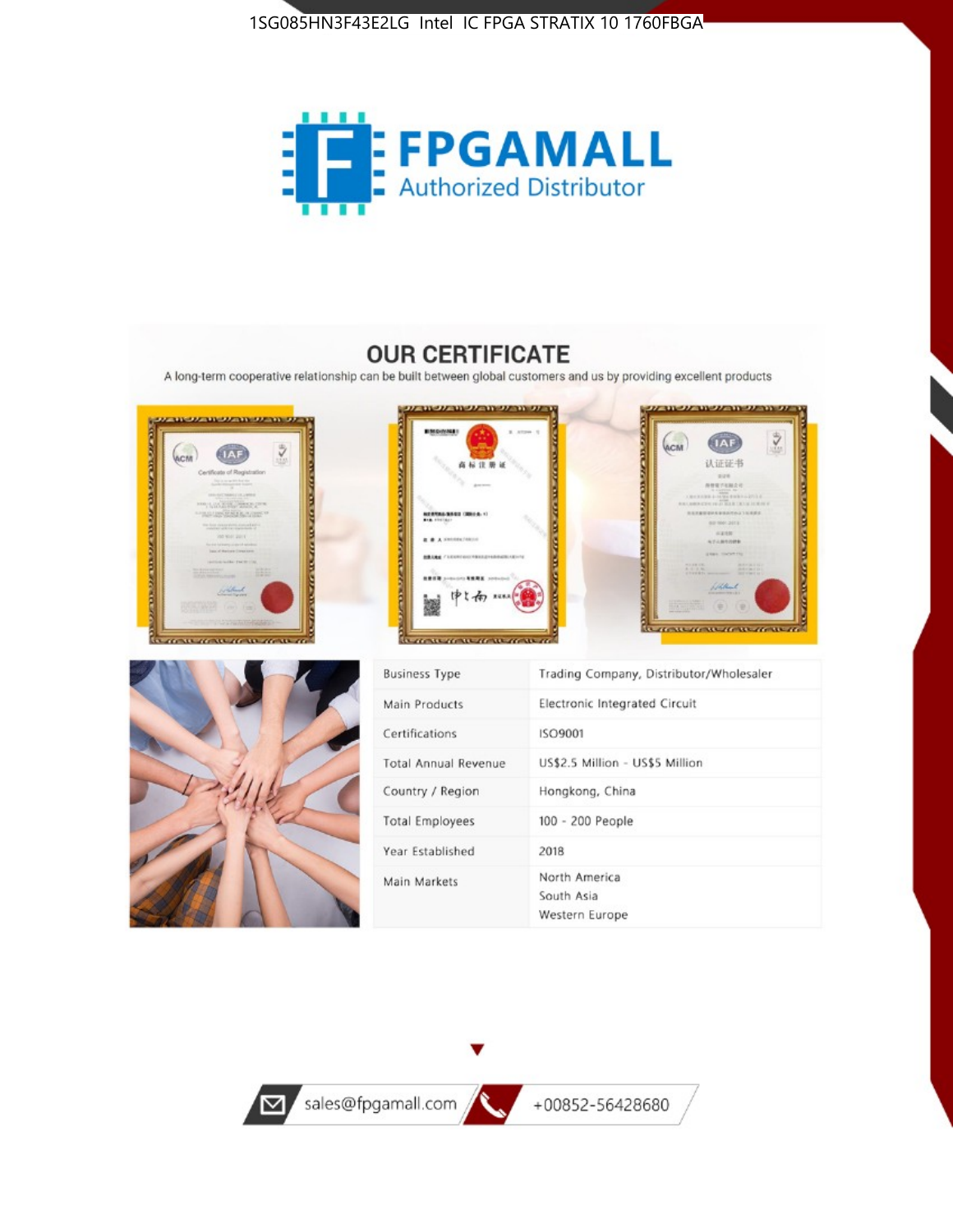FPGAMALL
Authorized Distributor

## OUR CERTIFICATE

A long-term cooperative relationship can be built between global customers and us by providing excellent products

| | |
|---|---|
| Business Type | Trading Company, Distributor/Wholesaler |
| Main Products | Electronic Integrated Circuit |
| Certifications | ISO9001 |
| Total Annual Revenue | US$2.5 Million - US$5 Million |
| Country / Region | Hongkong, China |
| Total Employees | 100 - 200 People |
| Year Established | 2018 |
| Main Markets | North America<br>South Asia<br>Western Europe |

sales@fpgamall.com +00852-56428680